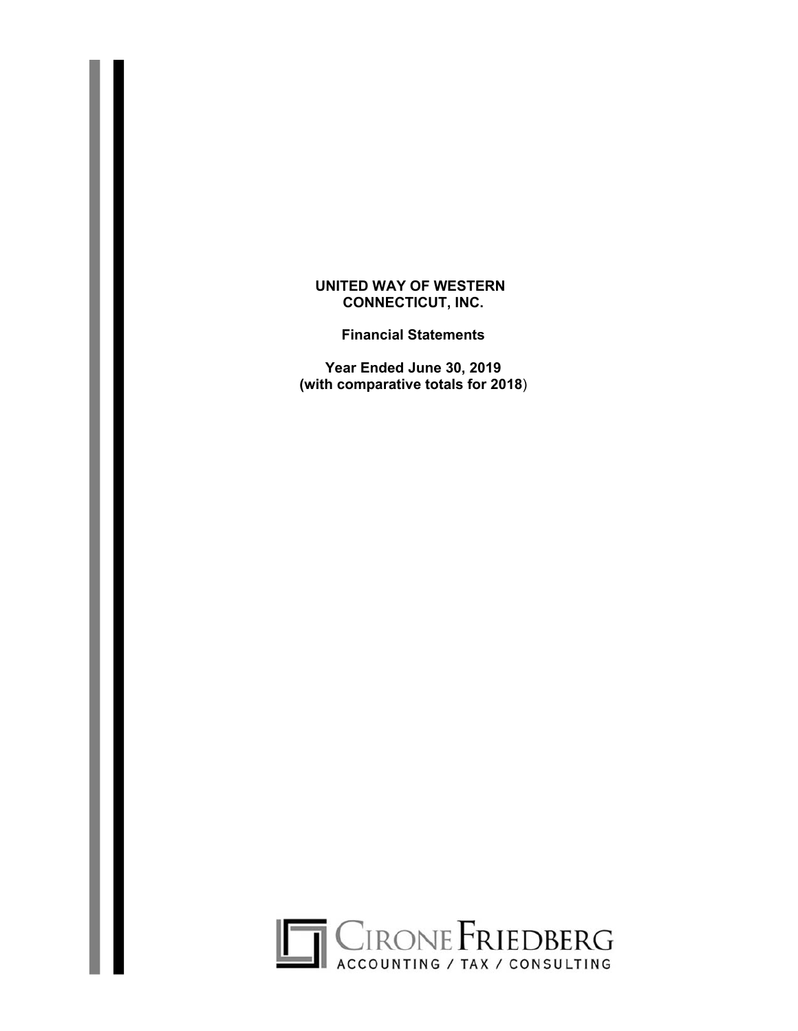# UNITED WAY OF WESTERN CONNECTICUT, INC.

**Financial Statements**

**Year Ended June 30, 2019**
**(with comparative totals for 2018)**

CIRONE FRIEDBERG
ACCOUNTING / TAX / CONSULTING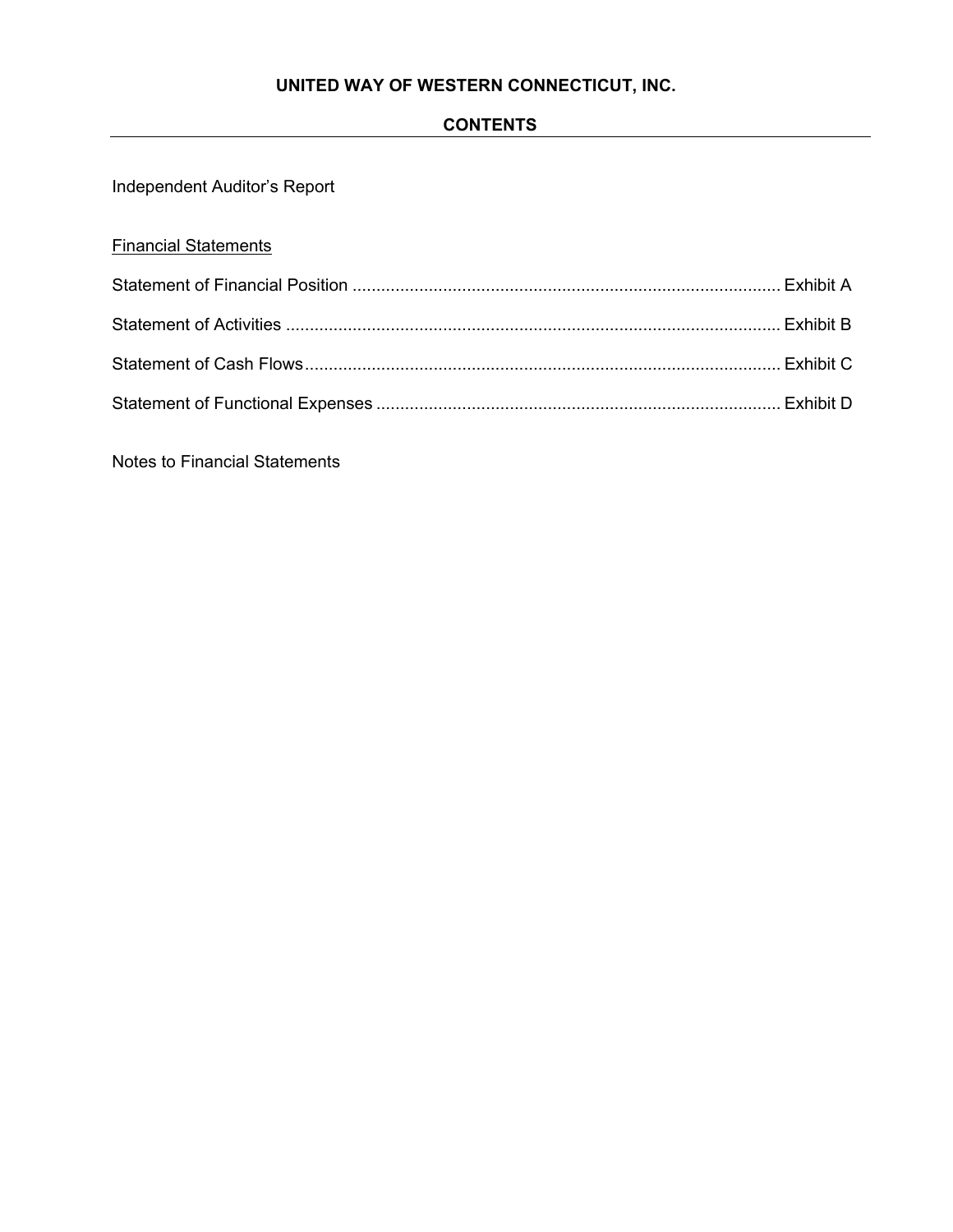# UNITED WAY OF WESTERN CONNECTICUT, INC.

## CONTENTS

Independent Auditor's Report

Financial Statements

| | |
|---|---|
| Statement of Financial Position | Exhibit A |
| Statement of Activities | Exhibit B |
| Statement of Cash Flows | Exhibit C |
| Statement of Functional Expenses | Exhibit D |

Notes to Financial Statements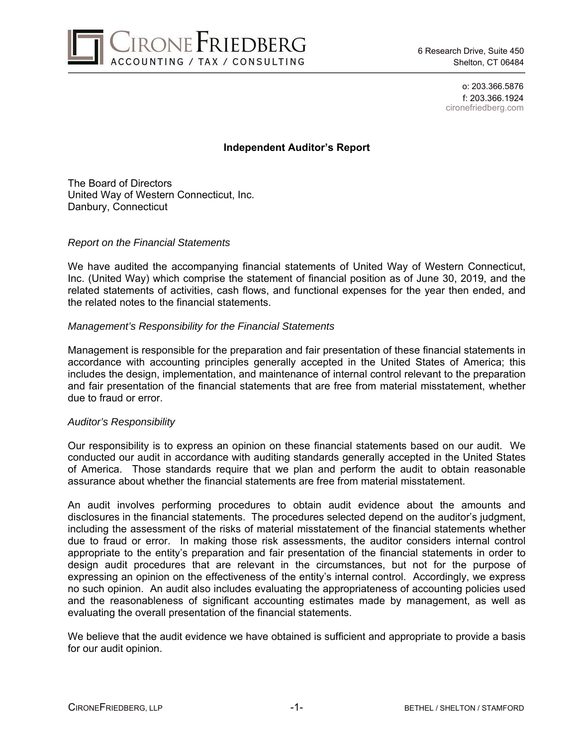6 Research Drive, Suite 450
Shelton, CT 06484

o: 203.366.5876
f: 203.366.1924
cironefriedberg.com

## Independent Auditor's Report

The Board of Directors
United Way of Western Connecticut, Inc.
Danbury, Connecticut

*Report on the Financial Statements*

We have audited the accompanying financial statements of United Way of Western Connecticut, Inc. (United Way) which comprise the statement of financial position as of June 30, 2019, and the related statements of activities, cash flows, and functional expenses for the year then ended, and the related notes to the financial statements.

*Management's Responsibility for the Financial Statements*

Management is responsible for the preparation and fair presentation of these financial statements in accordance with accounting principles generally accepted in the United States of America; this includes the design, implementation, and maintenance of internal control relevant to the preparation and fair presentation of the financial statements that are free from material misstatement, whether due to fraud or error.

*Auditor's Responsibility*

Our responsibility is to express an opinion on these financial statements based on our audit. We conducted our audit in accordance with auditing standards generally accepted in the United States of America. Those standards require that we plan and perform the audit to obtain reasonable assurance about whether the financial statements are free from material misstatement.

An audit involves performing procedures to obtain audit evidence about the amounts and disclosures in the financial statements. The procedures selected depend on the auditor's judgment, including the assessment of the risks of material misstatement of the financial statements whether due to fraud or error. In making those risk assessments, the auditor considers internal control appropriate to the entity's preparation and fair presentation of the financial statements in order to design audit procedures that are relevant in the circumstances, but not for the purpose of expressing an opinion on the effectiveness of the entity's internal control. Accordingly, we express no such opinion. An audit also includes evaluating the appropriateness of accounting policies used and the reasonableness of significant accounting estimates made by management, as well as evaluating the overall presentation of the financial statements.

We believe that the audit evidence we have obtained is sufficient and appropriate to provide a basis for our audit opinion.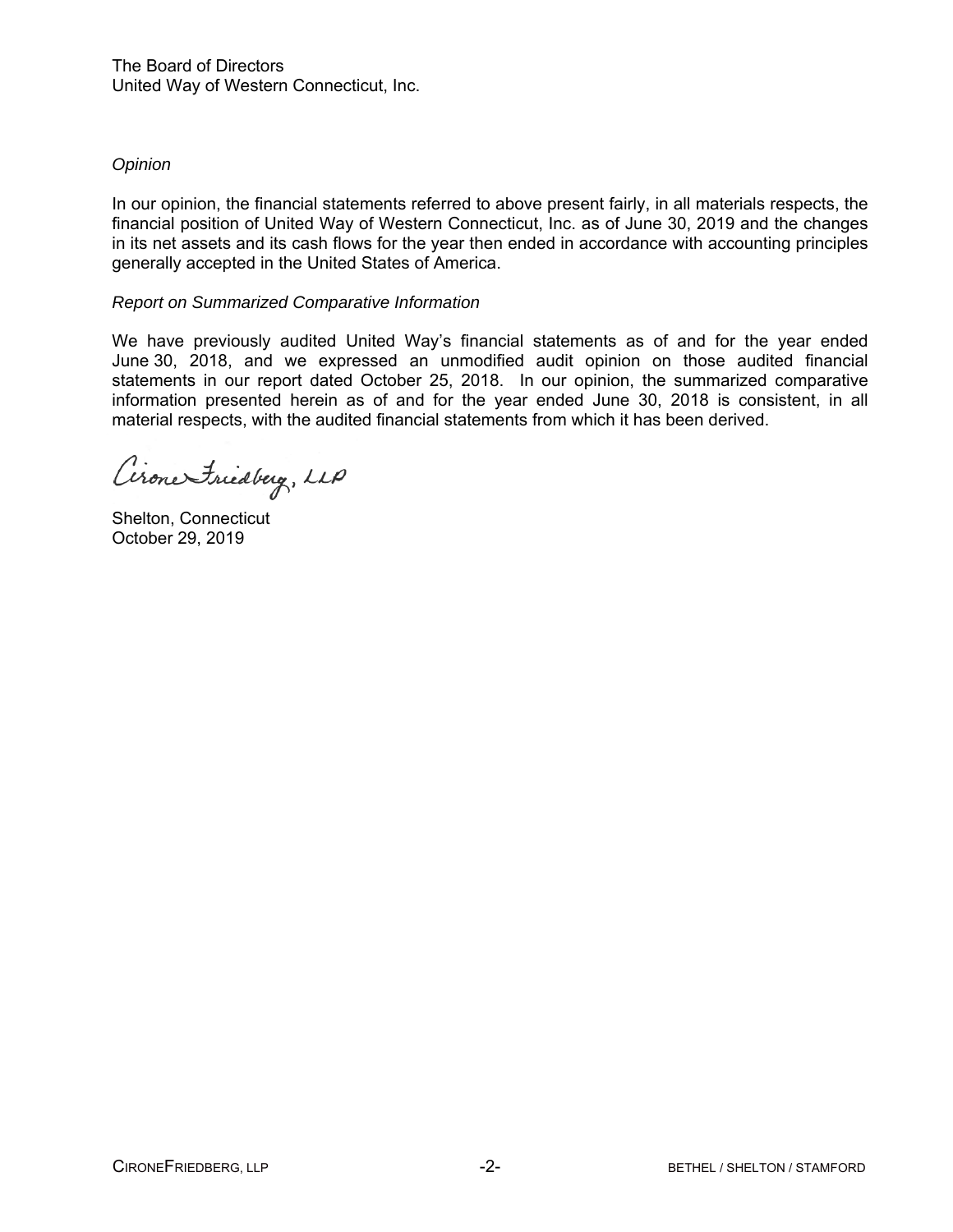The Board of Directors
United Way of Western Connecticut, Inc.

*Opinion*

In our opinion, the financial statements referred to above present fairly, in all materials respects, the financial position of United Way of Western Connecticut, Inc. as of June 30, 2019 and the changes in its net assets and its cash flows for the year then ended in accordance with accounting principles generally accepted in the United States of America.

*Report on Summarized Comparative Information*

We have previously audited United Way's financial statements as of and for the year ended June 30, 2018, and we expressed an unmodified audit opinion on those audited financial statements in our report dated October 25, 2018. In our opinion, the summarized comparative information presented herein as of and for the year ended June 30, 2018 is consistent, in all material respects, with the audited financial statements from which it has been derived.

CironeFriedberg, LLP

Shelton, Connecticut
October 29, 2019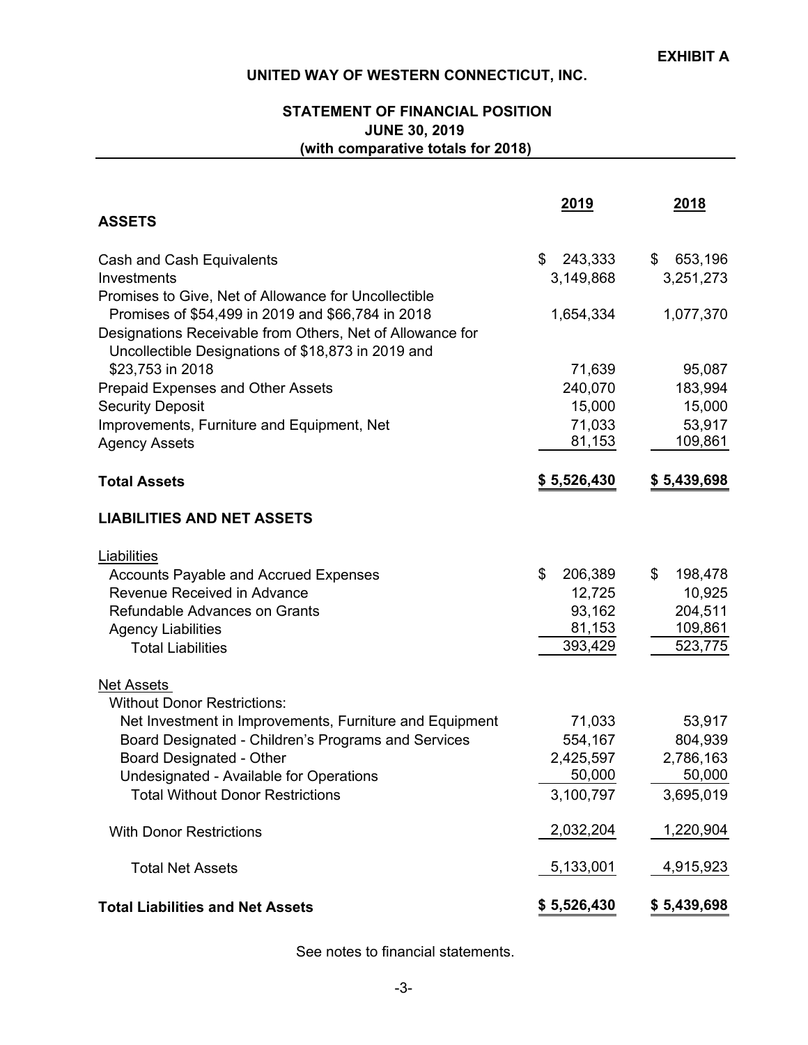**EXHIBIT A**

# UNITED WAY OF WESTERN CONNECTICUT, INC.

## STATEMENT OF FINANCIAL POSITION
## JUNE 30, 2019
## (with comparative totals for 2018)

| | 2019 | 2018 |
|---|---|---|
| **ASSETS** | | |
| Cash and Cash Equivalents | $ 243,333 | $ 653,196 |
| Investments | 3,149,868 | 3,251,273 |
| Promises to Give, Net of Allowance for Uncollectible Promises of $54,499 in 2019 and $66,784 in 2018 | 1,654,334 | 1,077,370 |
| Designations Receivable from Others, Net of Allowance for Uncollectible Designations of $18,873 in 2019 and $23,753 in 2018 | 71,639 | 95,087 |
| Prepaid Expenses and Other Assets | 240,070 | 183,994 |
| Security Deposit | 15,000 | 15,000 |
| Improvements, Furniture and Equipment, Net | 71,033 | 53,917 |
| Agency Assets | 81,153 | 109,861 |
| **Total Assets** | **$ 5,526,430** | **$ 5,439,698** |
| **LIABILITIES AND NET ASSETS** | | |
| Liabilities | | |
| Accounts Payable and Accrued Expenses | $ 206,389 | $ 198,478 |
| Revenue Received in Advance | 12,725 | 10,925 |
| Refundable Advances on Grants | 93,162 | 204,511 |
| Agency Liabilities | 81,153 | 109,861 |
| Total Liabilities | 393,429 | 523,775 |
| Net Assets | | |
| Without Donor Restrictions: | | |
| Net Investment in Improvements, Furniture and Equipment | 71,033 | 53,917 |
| Board Designated - Children's Programs and Services | 554,167 | 804,939 |
| Board Designated - Other | 2,425,597 | 2,786,163 |
| Undesignated - Available for Operations | 50,000 | 50,000 |
| Total Without Donor Restrictions | 3,100,797 | 3,695,019 |
| With Donor Restrictions | 2,032,204 | 1,220,904 |
| Total Net Assets | 5,133,001 | 4,915,923 |
| **Total Liabilities and Net Assets** | **$ 5,526,430** | **$ 5,439,698** |

See notes to financial statements.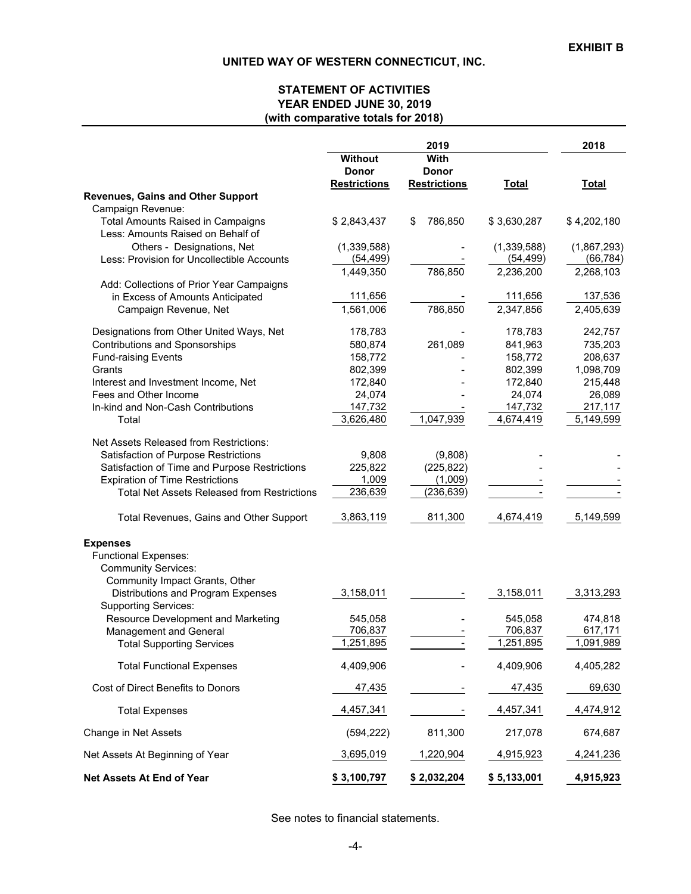**EXHIBIT B**

**UNITED WAY OF WESTERN CONNECTICUT, INC.**

**STATEMENT OF ACTIVITIES**
**YEAR ENDED JUNE 30, 2019**
**(with comparative totals for 2018)**

| | 2019 | | | 2018 |
|---|---|---|---|---|
| | Without Donor Restrictions | With Donor Restrictions | Total | Total |
| **Revenues, Gains and Other Support** | | | | |
| Campaign Revenue: | | | | |
| Total Amounts Raised in Campaigns | $ 2,843,437 | $ 786,850 | $ 3,630,287 | $ 4,202,180 |
| Less: Amounts Raised on Behalf of Others - Designations, Net | (1,339,588) | - | (1,339,588) | (1,867,293) |
| Less: Provision for Uncollectible Accounts | (54,499) | - | (54,499) | (66,784) |
| | 1,449,350 | 786,850 | 2,236,200 | 2,268,103 |
| Add: Collections of Prior Year Campaigns in Excess of Amounts Anticipated | 111,656 | - | 111,656 | 137,536 |
| Campaign Revenue, Net | 1,561,006 | 786,850 | 2,347,856 | 2,405,639 |
| Designations from Other United Ways, Net | 178,783 | - | 178,783 | 242,757 |
| Contributions and Sponsorships | 580,874 | 261,089 | 841,963 | 735,203 |
| Fund-raising Events | 158,772 | - | 158,772 | 208,637 |
| Grants | 802,399 | - | 802,399 | 1,098,709 |
| Interest and Investment Income, Net | 172,840 | - | 172,840 | 215,448 |
| Fees and Other Income | 24,074 | - | 24,074 | 26,089 |
| In-kind and Non-Cash Contributions | 147,732 | - | 147,732 | 217,117 |
| Total | 3,626,480 | 1,047,939 | 4,674,419 | 5,149,599 |
| Net Assets Released from Restrictions: | | | | |
| Satisfaction of Purpose Restrictions | 9,808 | (9,808) | - | - |
| Satisfaction of Time and Purpose Restrictions | 225,822 | (225,822) | - | - |
| Expiration of Time Restrictions | 1,009 | (1,009) | - | - |
| Total Net Assets Released from Restrictions | 236,639 | (236,639) | - | - |
| Total Revenues, Gains and Other Support | 3,863,119 | 811,300 | 4,674,419 | 5,149,599 |
| **Expenses** | | | | |
| Functional Expenses: | | | | |
| Community Services: | | | | |
| Community Impact Grants, Other Distributions and Program Expenses | 3,158,011 | - | 3,158,011 | 3,313,293 |
| Supporting Services: | | | | |
| Resource Development and Marketing | 545,058 | - | 545,058 | 474,818 |
| Management and General | 706,837 | - | 706,837 | 617,171 |
| Total Supporting Services | 1,251,895 | - | 1,251,895 | 1,091,989 |
| Total Functional Expenses | 4,409,906 | - | 4,409,906 | 4,405,282 |
| Cost of Direct Benefits to Donors | 47,435 | - | 47,435 | 69,630 |
| Total Expenses | 4,457,341 | - | 4,457,341 | 4,474,912 |
| Change in Net Assets | (594,222) | 811,300 | 217,078 | 674,687 |
| Net Assets At Beginning of Year | 3,695,019 | 1,220,904 | 4,915,923 | 4,241,236 |
| **Net Assets At End of Year** | **$ 3,100,797** | **$ 2,032,204** | **$ 5,133,001** | **4,915,923** |

See notes to financial statements.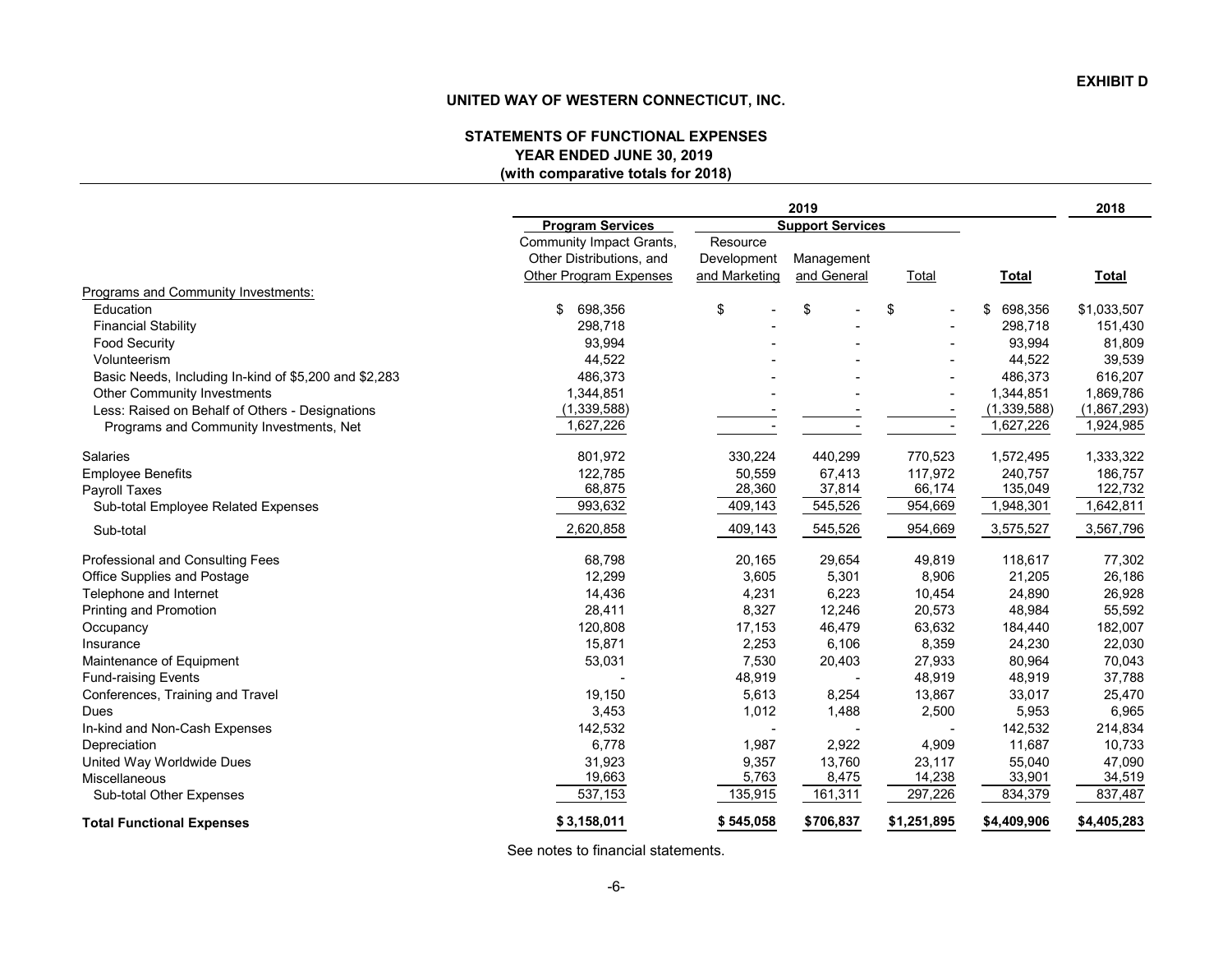**EXHIBIT D**

## UNITED WAY OF WESTERN CONNECTICUT, INC.

### STATEMENTS OF FUNCTIONAL EXPENSES
### YEAR ENDED JUNE 30, 2019
### (with comparative totals for 2018)

| | 2019 | | | | | 2018 |
|---|---|---|---|---|---|---|
| | Program Services | Support Services | | | | |
| | Community Impact Grants, Other Distributions, and Other Program Expenses | Resource Development and Marketing | Management and General | Total | **Total** | **Total** |
| Programs and Community Investments: | | | | | | |
| Education | $ 698,356 | $ - | $ - | $ - | $ 698,356 | $1,033,507 |
| Financial Stability | 298,718 | - | - | - | 298,718 | 151,430 |
| Food Security | 93,994 | - | - | - | 93,994 | 81,809 |
| Volunteerism | 44,522 | - | - | - | 44,522 | 39,539 |
| Basic Needs, Including In-kind of $5,200 and $2,283 | 486,373 | - | - | - | 486,373 | 616,207 |
| Other Community Investments | 1,344,851 | - | - | - | 1,344,851 | 1,869,786 |
| Less: Raised on Behalf of Others - Designations | (1,339,588) | - | - | - | (1,339,588) | (1,867,293) |
| Programs and Community Investments, Net | 1,627,226 | - | - | - | 1,627,226 | 1,924,985 |
| Salaries | 801,972 | 330,224 | 440,299 | 770,523 | 1,572,495 | 1,333,322 |
| Employee Benefits | 122,785 | 50,559 | 67,413 | 117,972 | 240,757 | 186,757 |
| Payroll Taxes | 68,875 | 28,360 | 37,814 | 66,174 | 135,049 | 122,732 |
| Sub-total Employee Related Expenses | 993,632 | 409,143 | 545,526 | 954,669 | 1,948,301 | 1,642,811 |
| Sub-total | 2,620,858 | 409,143 | 545,526 | 954,669 | 3,575,527 | 3,567,796 |
| Professional and Consulting Fees | 68,798 | 20,165 | 29,654 | 49,819 | 118,617 | 77,302 |
| Office Supplies and Postage | 12,299 | 3,605 | 5,301 | 8,906 | 21,205 | 26,186 |
| Telephone and Internet | 14,436 | 4,231 | 6,223 | 10,454 | 24,890 | 26,928 |
| Printing and Promotion | 28,411 | 8,327 | 12,246 | 20,573 | 48,984 | 55,592 |
| Occupancy | 120,808 | 17,153 | 46,479 | 63,632 | 184,440 | 182,007 |
| Insurance | 15,871 | 2,253 | 6,106 | 8,359 | 24,230 | 22,030 |
| Maintenance of Equipment | 53,031 | 7,530 | 20,403 | 27,933 | 80,964 | 70,043 |
| Fund-raising Events | - | 48,919 | - | 48,919 | 48,919 | 37,788 |
| Conferences, Training and Travel | 19,150 | 5,613 | 8,254 | 13,867 | 33,017 | 25,470 |
| Dues | 3,453 | 1,012 | 1,488 | 2,500 | 5,953 | 6,965 |
| In-kind and Non-Cash Expenses | 142,532 | - | - | - | 142,532 | 214,834 |
| Depreciation | 6,778 | 1,987 | 2,922 | 4,909 | 11,687 | 10,733 |
| United Way Worldwide Dues | 31,923 | 9,357 | 13,760 | 23,117 | 55,040 | 47,090 |
| Miscellaneous | 19,663 | 5,763 | 8,475 | 14,238 | 33,901 | 34,519 |
| Sub-total Other Expenses | 537,153 | 135,915 | 161,311 | 297,226 | 834,379 | 837,487 |
| **Total Functional Expenses** | **$ 3,158,011** | **$ 545,058** | **$706,837** | **$1,251,895** | **$4,409,906** | **$4,405,283** |

See notes to financial statements.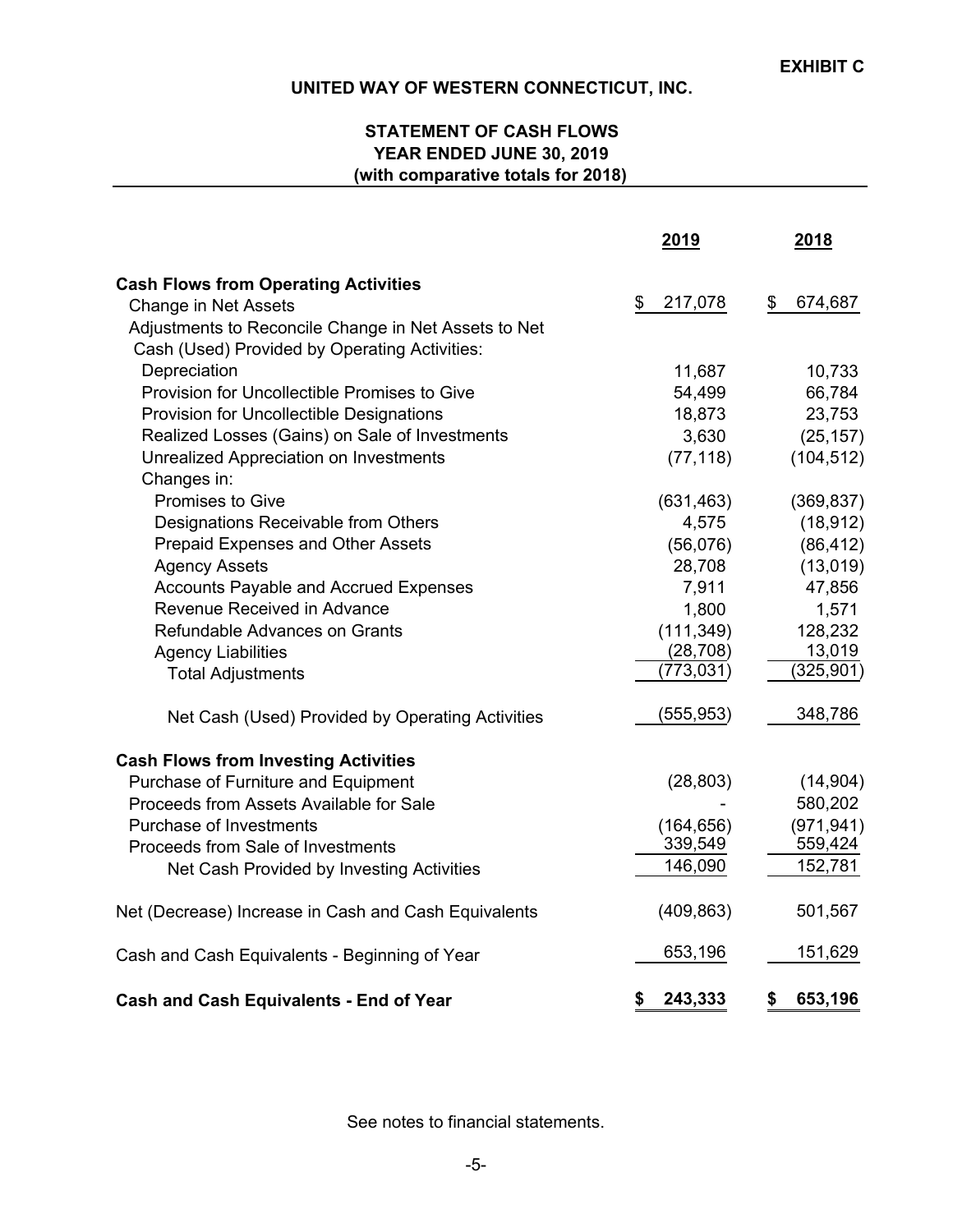**EXHIBIT C**

# UNITED WAY OF WESTERN CONNECTICUT, INC.

## STATEMENT OF CASH FLOWS
## YEAR ENDED JUNE 30, 2019
## (with comparative totals for 2018)

| | 2019 | 2018 |
|---|---|---|
| **Cash Flows from Operating Activities** | | |
| Change in Net Assets | $ 217,078 | $ 674,687 |
| Adjustments to Reconcile Change in Net Assets to Net Cash (Used) Provided by Operating Activities: | | |
| Depreciation | 11,687 | 10,733 |
| Provision for Uncollectible Promises to Give | 54,499 | 66,784 |
| Provision for Uncollectible Designations | 18,873 | 23,753 |
| Realized Losses (Gains) on Sale of Investments | 3,630 | (25,157) |
| Unrealized Appreciation on Investments | (77,118) | (104,512) |
| Changes in: | | |
| Promises to Give | (631,463) | (369,837) |
| Designations Receivable from Others | 4,575 | (18,912) |
| Prepaid Expenses and Other Assets | (56,076) | (86,412) |
| Agency Assets | 28,708 | (13,019) |
| Accounts Payable and Accrued Expenses | 7,911 | 47,856 |
| Revenue Received in Advance | 1,800 | 1,571 |
| Refundable Advances on Grants | (111,349) | 128,232 |
| Agency Liabilities | (28,708) | 13,019 |
| Total Adjustments | (773,031) | (325,901) |
| Net Cash (Used) Provided by Operating Activities | (555,953) | 348,786 |
| **Cash Flows from Investing Activities** | | |
| Purchase of Furniture and Equipment | (28,803) | (14,904) |
| Proceeds from Assets Available for Sale | - | 580,202 |
| Purchase of Investments | (164,656) | (971,941) |
| Proceeds from Sale of Investments | 339,549 | 559,424 |
| Net Cash Provided by Investing Activities | 146,090 | 152,781 |
| Net (Decrease) Increase in Cash and Cash Equivalents | (409,863) | 501,567 |
| Cash and Cash Equivalents - Beginning of Year | 653,196 | 151,629 |
| **Cash and Cash Equivalents - End of Year** | **$ 243,333** | **$ 653,196** |

See notes to financial statements.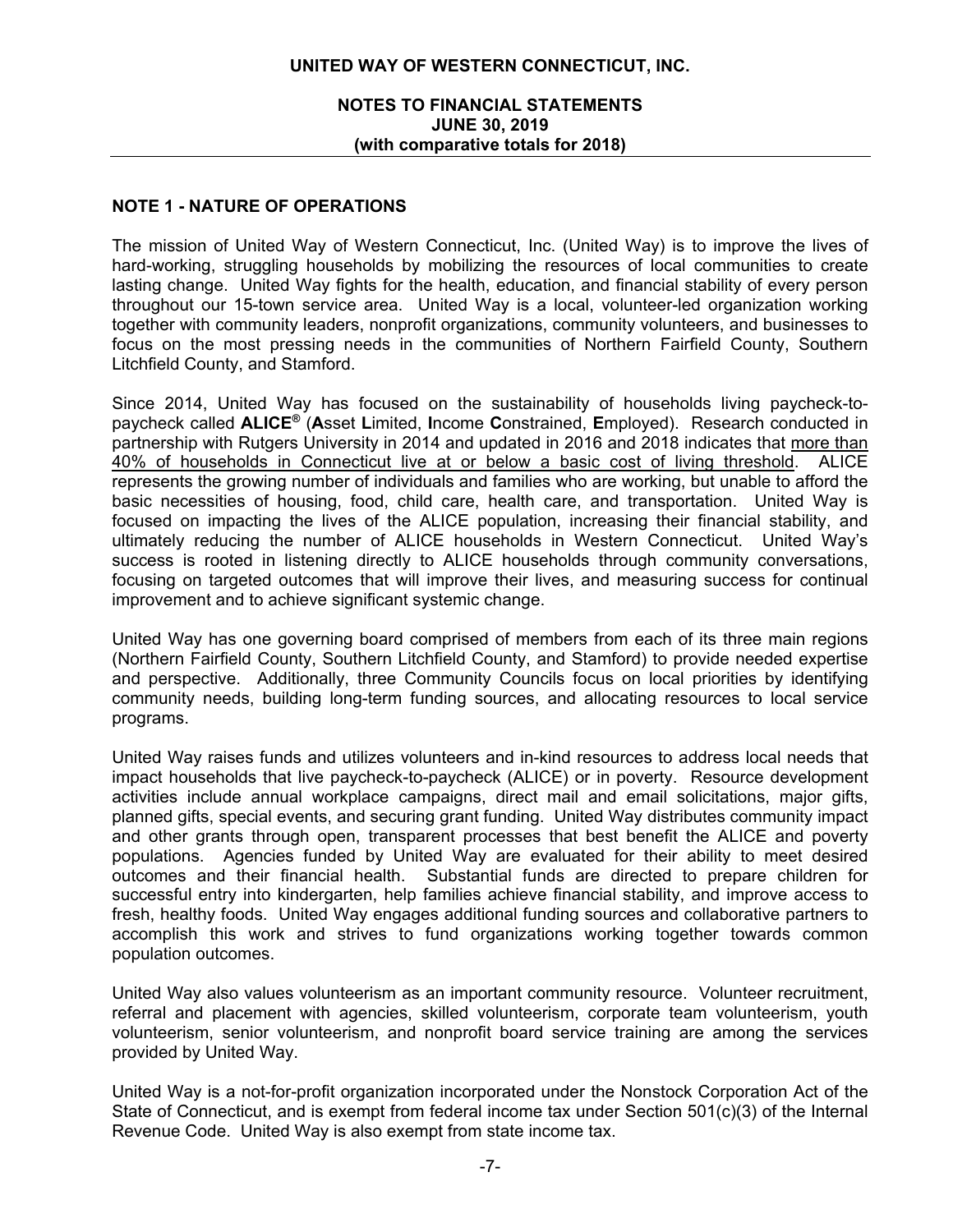# UNITED WAY OF WESTERN CONNECTICUT, INC.

## NOTES TO FINANCIAL STATEMENTS
## JUNE 30, 2019
## (with comparative totals for 2018)

### NOTE 1 - NATURE OF OPERATIONS

The mission of United Way of Western Connecticut, Inc. (United Way) is to improve the lives of hard-working, struggling households by mobilizing the resources of local communities to create lasting change. United Way fights for the health, education, and financial stability of every person throughout our 15-town service area. United Way is a local, volunteer-led organization working together with community leaders, nonprofit organizations, community volunteers, and businesses to focus on the most pressing needs in the communities of Northern Fairfield County, Southern Litchfield County, and Stamford.

Since 2014, United Way has focused on the sustainability of households living paycheck-to-paycheck called **ALICE®** (**A**sset **L**imited, **I**ncome **C**onstrained, **E**mployed). Research conducted in partnership with Rutgers University in 2014 and updated in 2016 and 2018 indicates that more than 40% of households in Connecticut live at or below a basic cost of living threshold. ALICE represents the growing number of individuals and families who are working, but unable to afford the basic necessities of housing, food, child care, health care, and transportation. United Way is focused on impacting the lives of the ALICE population, increasing their financial stability, and ultimately reducing the number of ALICE households in Western Connecticut. United Way's success is rooted in listening directly to ALICE households through community conversations, focusing on targeted outcomes that will improve their lives, and measuring success for continual improvement and to achieve significant systemic change.

United Way has one governing board comprised of members from each of its three main regions (Northern Fairfield County, Southern Litchfield County, and Stamford) to provide needed expertise and perspective. Additionally, three Community Councils focus on local priorities by identifying community needs, building long-term funding sources, and allocating resources to local service programs.

United Way raises funds and utilizes volunteers and in-kind resources to address local needs that impact households that live paycheck-to-paycheck (ALICE) or in poverty. Resource development activities include annual workplace campaigns, direct mail and email solicitations, major gifts, planned gifts, special events, and securing grant funding. United Way distributes community impact and other grants through open, transparent processes that best benefit the ALICE and poverty populations. Agencies funded by United Way are evaluated for their ability to meet desired outcomes and their financial health. Substantial funds are directed to prepare children for successful entry into kindergarten, help families achieve financial stability, and improve access to fresh, healthy foods. United Way engages additional funding sources and collaborative partners to accomplish this work and strives to fund organizations working together towards common population outcomes.

United Way also values volunteerism as an important community resource. Volunteer recruitment, referral and placement with agencies, skilled volunteerism, corporate team volunteerism, youth volunteerism, senior volunteerism, and nonprofit board service training are among the services provided by United Way.

United Way is a not-for-profit organization incorporated under the Nonstock Corporation Act of the State of Connecticut, and is exempt from federal income tax under Section 501(c)(3) of the Internal Revenue Code. United Way is also exempt from state income tax.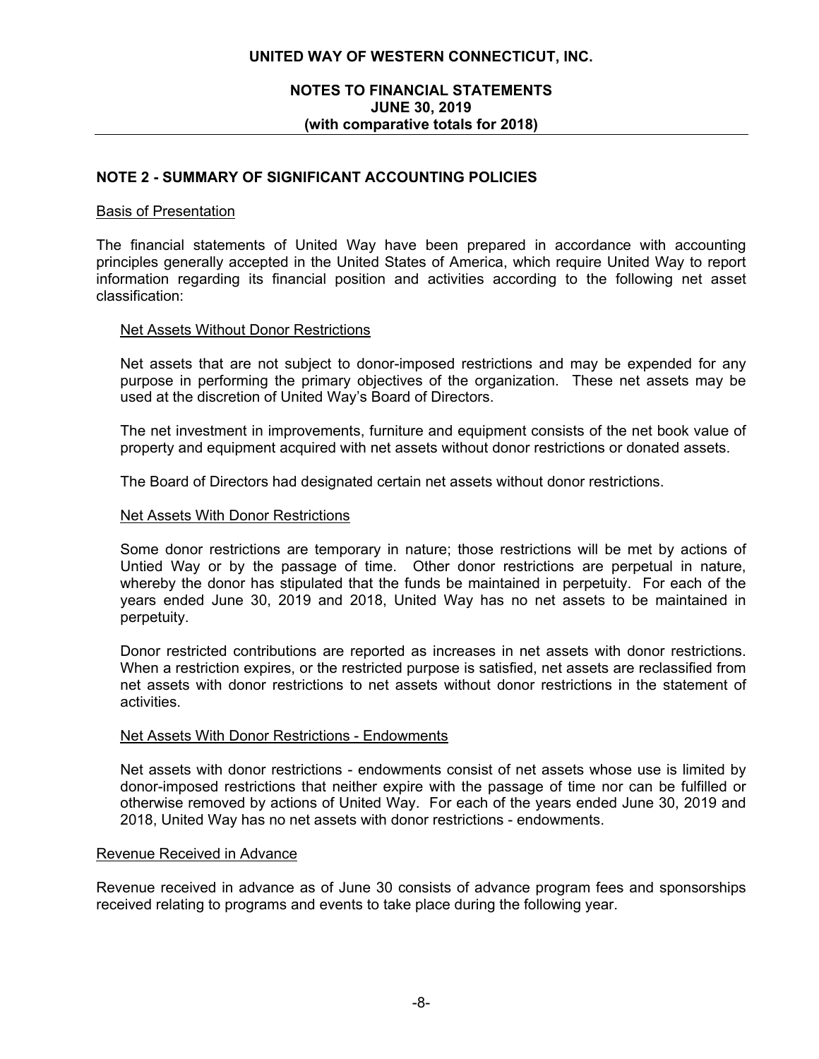## NOTE 2 - SUMMARY OF SIGNIFICANT ACCOUNTING POLICIES

### Basis of Presentation

The financial statements of United Way have been prepared in accordance with accounting principles generally accepted in the United States of America, which require United Way to report information regarding its financial position and activities according to the following net asset classification:

#### Net Assets Without Donor Restrictions

Net assets that are not subject to donor-imposed restrictions and may be expended for any purpose in performing the primary objectives of the organization. These net assets may be used at the discretion of United Way's Board of Directors.

The net investment in improvements, furniture and equipment consists of the net book value of property and equipment acquired with net assets without donor restrictions or donated assets.

The Board of Directors had designated certain net assets without donor restrictions.

#### Net Assets With Donor Restrictions

Some donor restrictions are temporary in nature; those restrictions will be met by actions of Untied Way or by the passage of time. Other donor restrictions are perpetual in nature, whereby the donor has stipulated that the funds be maintained in perpetuity. For each of the years ended June 30, 2019 and 2018, United Way has no net assets to be maintained in perpetuity.

Donor restricted contributions are reported as increases in net assets with donor restrictions. When a restriction expires, or the restricted purpose is satisfied, net assets are reclassified from net assets with donor restrictions to net assets without donor restrictions in the statement of activities.

#### Net Assets With Donor Restrictions - Endowments

Net assets with donor restrictions - endowments consist of net assets whose use is limited by donor-imposed restrictions that neither expire with the passage of time nor can be fulfilled or otherwise removed by actions of United Way. For each of the years ended June 30, 2019 and 2018, United Way has no net assets with donor restrictions - endowments.

### Revenue Received in Advance

Revenue received in advance as of June 30 consists of advance program fees and sponsorships received relating to programs and events to take place during the following year.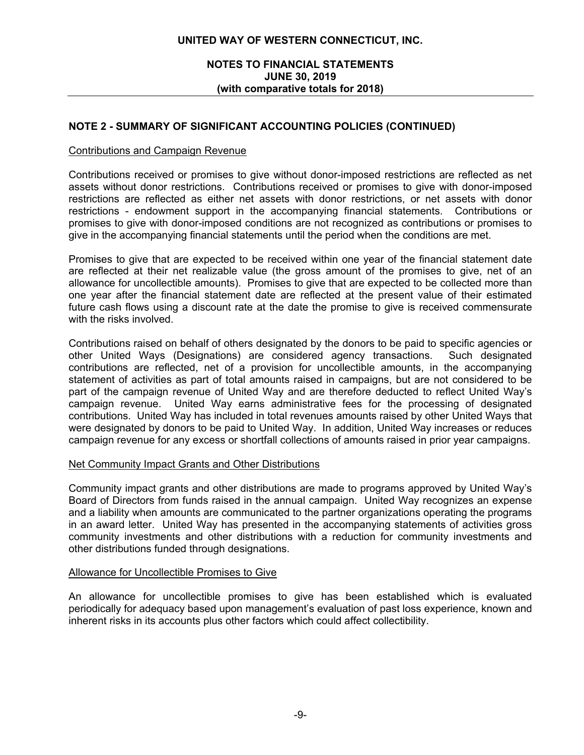## NOTE 2 - SUMMARY OF SIGNIFICANT ACCOUNTING POLICIES (CONTINUED)

Contributions and Campaign Revenue

Contributions received or promises to give without donor-imposed restrictions are reflected as net assets without donor restrictions. Contributions received or promises to give with donor-imposed restrictions are reflected as either net assets with donor restrictions, or net assets with donor restrictions - endowment support in the accompanying financial statements. Contributions or promises to give with donor-imposed conditions are not recognized as contributions or promises to give in the accompanying financial statements until the period when the conditions are met.

Promises to give that are expected to be received within one year of the financial statement date are reflected at their net realizable value (the gross amount of the promises to give, net of an allowance for uncollectible amounts). Promises to give that are expected to be collected more than one year after the financial statement date are reflected at the present value of their estimated future cash flows using a discount rate at the date the promise to give is received commensurate with the risks involved.

Contributions raised on behalf of others designated by the donors to be paid to specific agencies or other United Ways (Designations) are considered agency transactions. Such designated contributions are reflected, net of a provision for uncollectible amounts, in the accompanying statement of activities as part of total amounts raised in campaigns, but are not considered to be part of the campaign revenue of United Way and are therefore deducted to reflect United Way's campaign revenue. United Way earns administrative fees for the processing of designated contributions. United Way has included in total revenues amounts raised by other United Ways that were designated by donors to be paid to United Way. In addition, United Way increases or reduces campaign revenue for any excess or shortfall collections of amounts raised in prior year campaigns.

Net Community Impact Grants and Other Distributions

Community impact grants and other distributions are made to programs approved by United Way's Board of Directors from funds raised in the annual campaign. United Way recognizes an expense and a liability when amounts are communicated to the partner organizations operating the programs in an award letter. United Way has presented in the accompanying statements of activities gross community investments and other distributions with a reduction for community investments and other distributions funded through designations.

Allowance for Uncollectible Promises to Give

An allowance for uncollectible promises to give has been established which is evaluated periodically for adequacy based upon management's evaluation of past loss experience, known and inherent risks in its accounts plus other factors which could affect collectibility.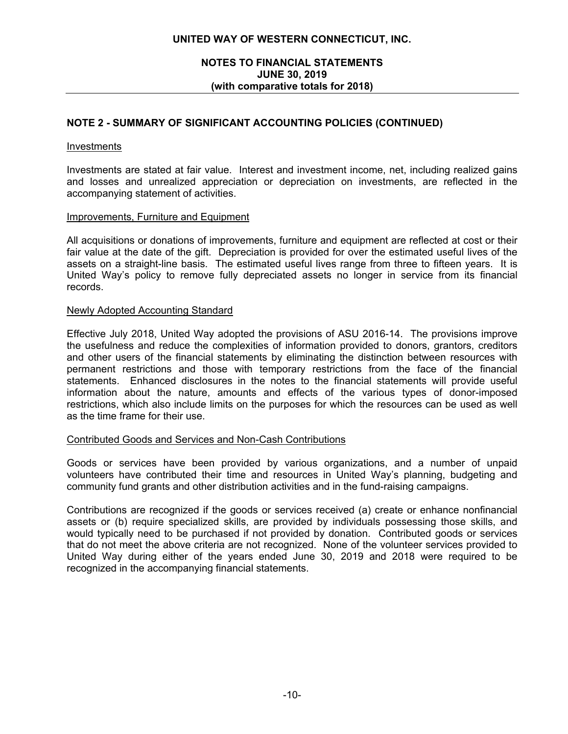## NOTE 2 - SUMMARY OF SIGNIFICANT ACCOUNTING POLICIES (CONTINUED)

Investments

Investments are stated at fair value. Interest and investment income, net, including realized gains and losses and unrealized appreciation or depreciation on investments, are reflected in the accompanying statement of activities.

Improvements, Furniture and Equipment

All acquisitions or donations of improvements, furniture and equipment are reflected at cost or their fair value at the date of the gift. Depreciation is provided for over the estimated useful lives of the assets on a straight-line basis. The estimated useful lives range from three to fifteen years. It is United Way's policy to remove fully depreciated assets no longer in service from its financial records.

Newly Adopted Accounting Standard

Effective July 2018, United Way adopted the provisions of ASU 2016-14. The provisions improve the usefulness and reduce the complexities of information provided to donors, grantors, creditors and other users of the financial statements by eliminating the distinction between resources with permanent restrictions and those with temporary restrictions from the face of the financial statements. Enhanced disclosures in the notes to the financial statements will provide useful information about the nature, amounts and effects of the various types of donor-imposed restrictions, which also include limits on the purposes for which the resources can be used as well as the time frame for their use.

Contributed Goods and Services and Non-Cash Contributions

Goods or services have been provided by various organizations, and a number of unpaid volunteers have contributed their time and resources in United Way's planning, budgeting and community fund grants and other distribution activities and in the fund-raising campaigns.

Contributions are recognized if the goods or services received (a) create or enhance nonfinancial assets or (b) require specialized skills, are provided by individuals possessing those skills, and would typically need to be purchased if not provided by donation. Contributed goods or services that do not meet the above criteria are not recognized. None of the volunteer services provided to United Way during either of the years ended June 30, 2019 and 2018 were required to be recognized in the accompanying financial statements.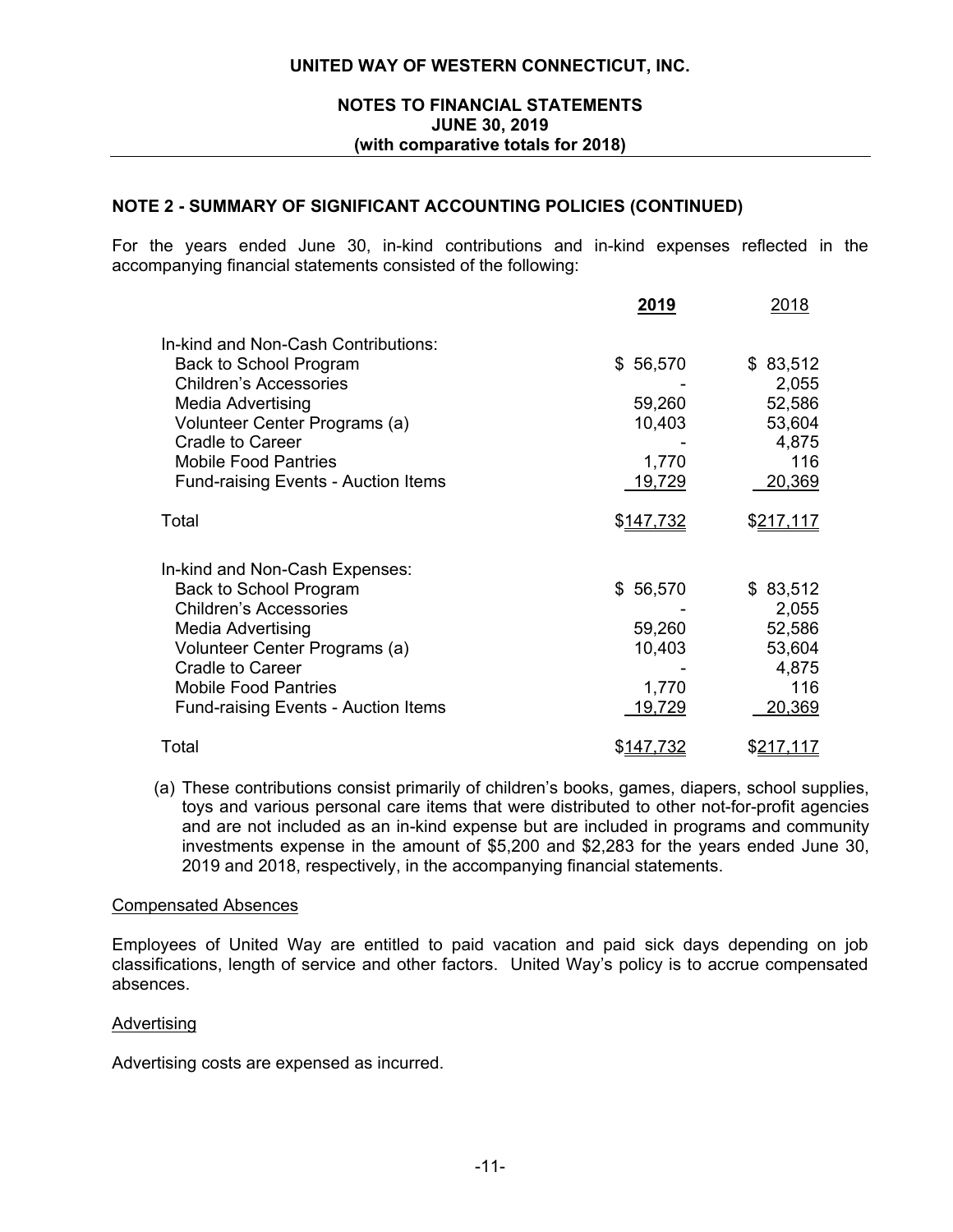## NOTE 2 - SUMMARY OF SIGNIFICANT ACCOUNTING POLICIES (CONTINUED)

For the years ended June 30, in-kind contributions and in-kind expenses reflected in the accompanying financial statements consisted of the following:

| | **2019** | 2018 |
|---|---|---|
| In-kind and Non-Cash Contributions: | | |
| Back to School Program | $ 56,570 | $ 83,512 |
| Children's Accessories | - | 2,055 |
| Media Advertising | 59,260 | 52,586 |
| Volunteer Center Programs (a) | 10,403 | 53,604 |
| Cradle to Career | - | 4,875 |
| Mobile Food Pantries | 1,770 | 116 |
| Fund-raising Events - Auction Items | 19,729 | 20,369 |
| Total | $147,732 | $217,117 |
| In-kind and Non-Cash Expenses: | | |
| Back to School Program | $ 56,570 | $ 83,512 |
| Children's Accessories | - | 2,055 |
| Media Advertising | 59,260 | 52,586 |
| Volunteer Center Programs (a) | 10,403 | 53,604 |
| Cradle to Career | - | 4,875 |
| Mobile Food Pantries | 1,770 | 116 |
| Fund-raising Events - Auction Items | 19,729 | 20,369 |
| Total | $147,732 | $217,117 |

(a) These contributions consist primarily of children's books, games, diapers, school supplies, toys and various personal care items that were distributed to other not-for-profit agencies and are not included as an in-kind expense but are included in programs and community investments expense in the amount of $5,200 and $2,283 for the years ended June 30, 2019 and 2018, respectively, in the accompanying financial statements.

### Compensated Absences

Employees of United Way are entitled to paid vacation and paid sick days depending on job classifications, length of service and other factors. United Way's policy is to accrue compensated absences.

### Advertising

Advertising costs are expensed as incurred.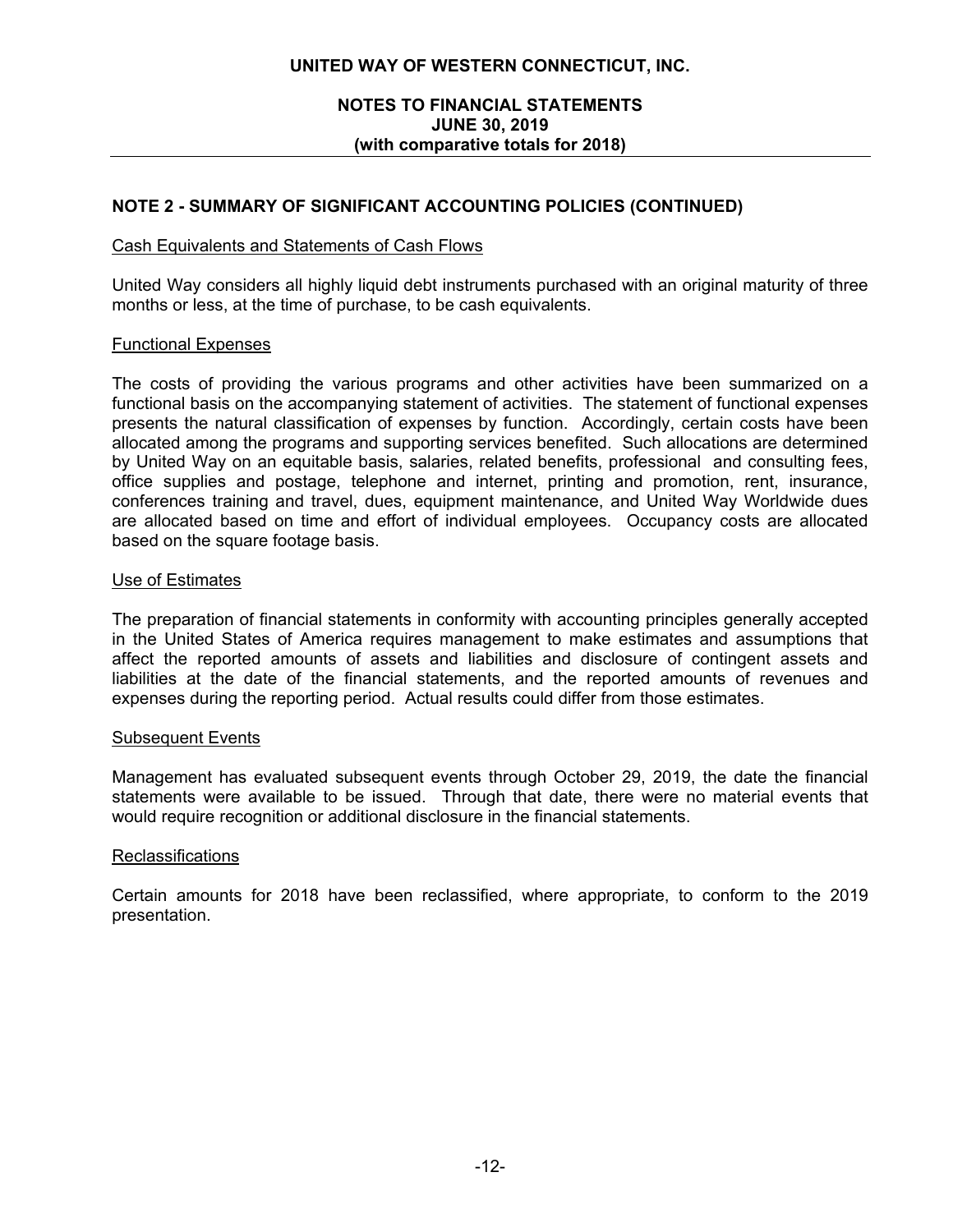## NOTE 2 - SUMMARY OF SIGNIFICANT ACCOUNTING POLICIES (CONTINUED)

### Cash Equivalents and Statements of Cash Flows

United Way considers all highly liquid debt instruments purchased with an original maturity of three months or less, at the time of purchase, to be cash equivalents.

### Functional Expenses

The costs of providing the various programs and other activities have been summarized on a functional basis on the accompanying statement of activities. The statement of functional expenses presents the natural classification of expenses by function. Accordingly, certain costs have been allocated among the programs and supporting services benefited. Such allocations are determined by United Way on an equitable basis, salaries, related benefits, professional and consulting fees, office supplies and postage, telephone and internet, printing and promotion, rent, insurance, conferences training and travel, dues, equipment maintenance, and United Way Worldwide dues are allocated based on time and effort of individual employees. Occupancy costs are allocated based on the square footage basis.

### Use of Estimates

The preparation of financial statements in conformity with accounting principles generally accepted in the United States of America requires management to make estimates and assumptions that affect the reported amounts of assets and liabilities and disclosure of contingent assets and liabilities at the date of the financial statements, and the reported amounts of revenues and expenses during the reporting period. Actual results could differ from those estimates.

### Subsequent Events

Management has evaluated subsequent events through October 29, 2019, the date the financial statements were available to be issued. Through that date, there were no material events that would require recognition or additional disclosure in the financial statements.

### Reclassifications

Certain amounts for 2018 have been reclassified, where appropriate, to conform to the 2019 presentation.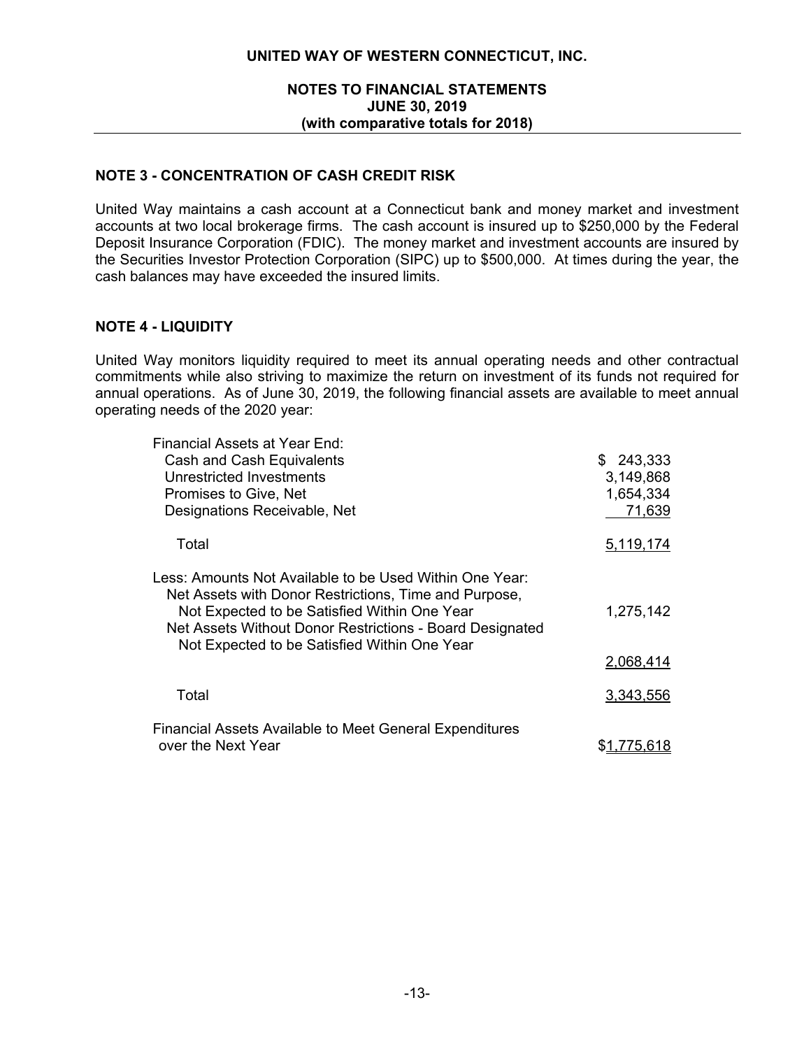## NOTE 3 - CONCENTRATION OF CASH CREDIT RISK

United Way maintains a cash account at a Connecticut bank and money market and investment accounts at two local brokerage firms. The cash account is insured up to $250,000 by the Federal Deposit Insurance Corporation (FDIC). The money market and investment accounts are insured by the Securities Investor Protection Corporation (SIPC) up to $500,000. At times during the year, the cash balances may have exceeded the insured limits.

## NOTE 4 - LIQUIDITY

United Way monitors liquidity required to meet its annual operating needs and other contractual commitments while also striving to maximize the return on investment of its funds not required for annual operations. As of June 30, 2019, the following financial assets are available to meet annual operating needs of the 2020 year:

| | |
|---|---|
| Financial Assets at Year End: | |
| Cash and Cash Equivalents | $ 243,333 |
| Unrestricted Investments | 3,149,868 |
| Promises to Give, Net | 1,654,334 |
| Designations Receivable, Net | 71,639 |
| Total | 5,119,174 |
| Less: Amounts Not Available to be Used Within One Year: | |
| Net Assets with Donor Restrictions, Time and Purpose, Not Expected to be Satisfied Within One Year | 1,275,142 |
| Net Assets Without Donor Restrictions - Board Designated Not Expected to be Satisfied Within One Year | 2,068,414 |
| Total | 3,343,556 |
| Financial Assets Available to Meet General Expenditures over the Next Year | $1,775,618 |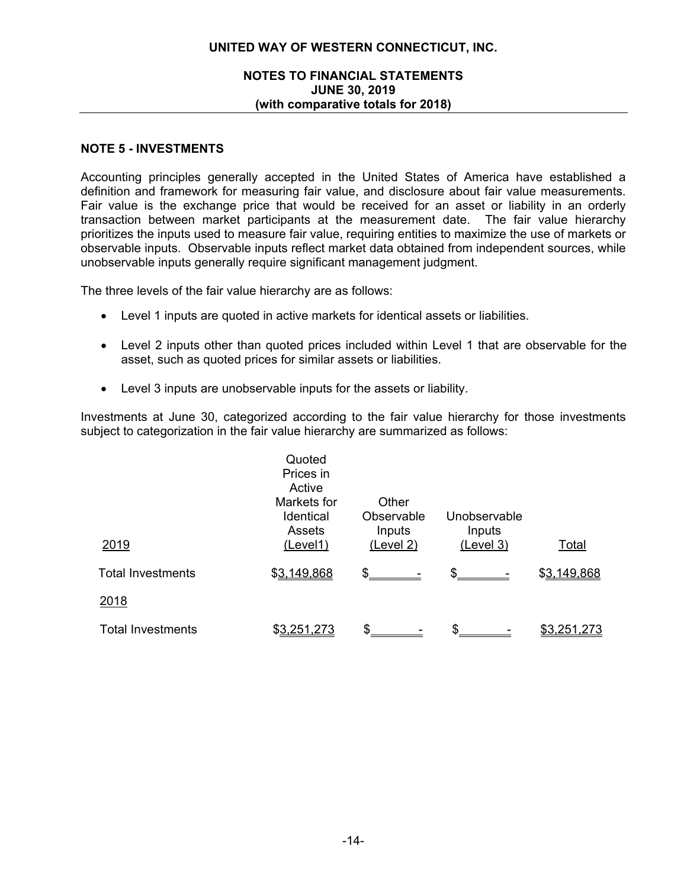UNITED WAY OF WESTERN CONNECTICUT, INC.

NOTES TO FINANCIAL STATEMENTS
JUNE 30, 2019
(with comparative totals for 2018)

## NOTE 5 - INVESTMENTS

Accounting principles generally accepted in the United States of America have established a definition and framework for measuring fair value, and disclosure about fair value measurements. Fair value is the exchange price that would be received for an asset or liability in an orderly transaction between market participants at the measurement date. The fair value hierarchy prioritizes the inputs used to measure fair value, requiring entities to maximize the use of markets or observable inputs. Observable inputs reflect market data obtained from independent sources, while unobservable inputs generally require significant management judgment.

The three levels of the fair value hierarchy are as follows:

- Level 1 inputs are quoted in active markets for identical assets or liabilities.
- Level 2 inputs other than quoted prices included within Level 1 that are observable for the asset, such as quoted prices for similar assets or liabilities.
- Level 3 inputs are unobservable inputs for the assets or liability.

Investments at June 30, categorized according to the fair value hierarchy for those investments subject to categorization in the fair value hierarchy are summarized as follows:

| 2019 | Quoted Prices in Active Markets for Identical Assets (Level1) | Other Observable Inputs (Level 2) | Unobservable Inputs (Level 3) | Total |
|---|---|---|---|---|
| Total Investments | $3,149,868 | $ - | $ - | $3,149,868 |
| **2018** | | | | |
| Total Investments | $3,251,273 | $ - | $ - | $3,251,273 |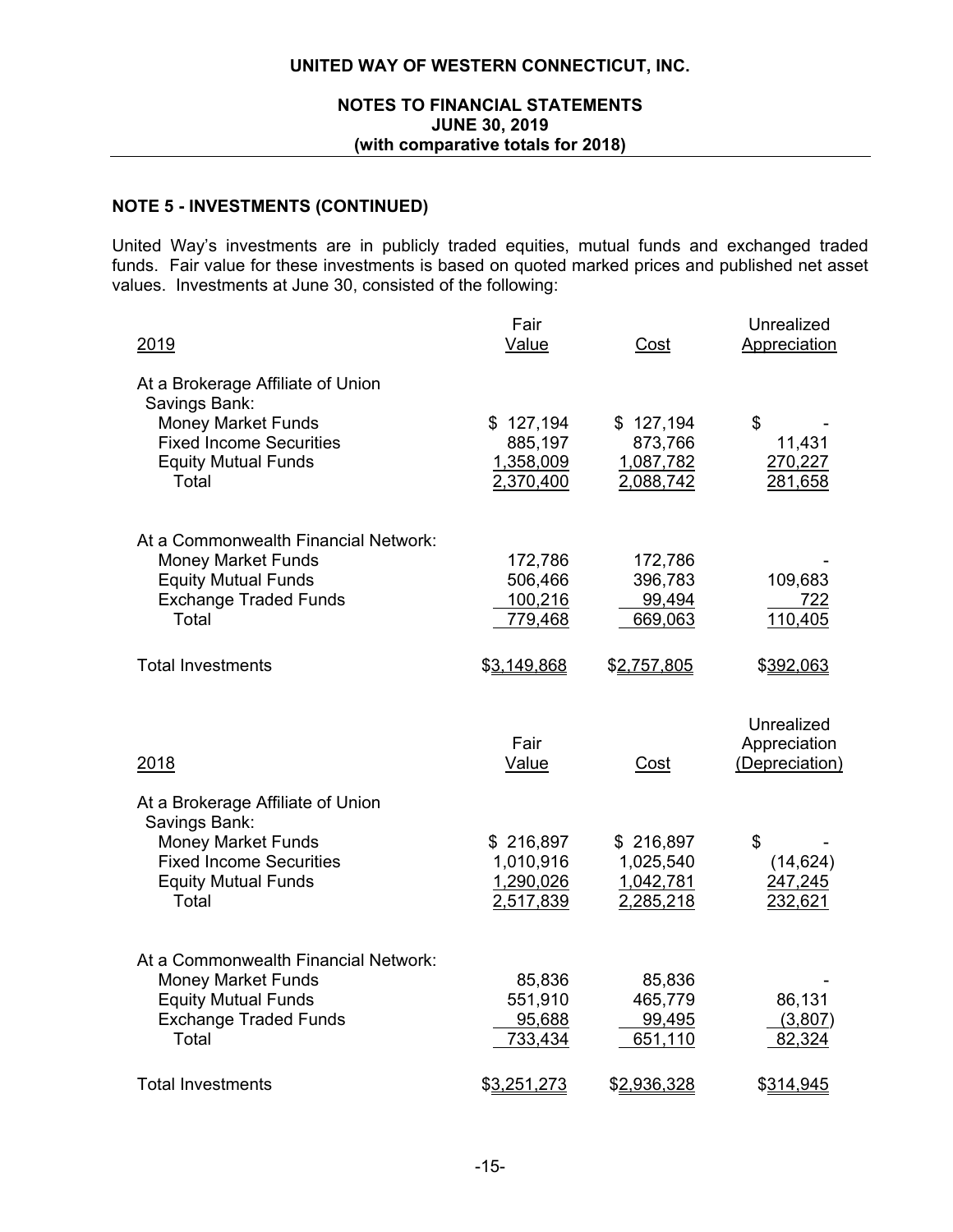## NOTE 5 - INVESTMENTS (CONTINUED)

United Way's investments are in publicly traded equities, mutual funds and exchanged traded funds. Fair value for these investments is based on quoted marked prices and published net asset values. Investments at June 30, consisted of the following:

| 2019 | Fair Value | Cost | Unrealized Appreciation |
|---|---|---|---|
| At a Brokerage Affiliate of Union Savings Bank: | | | |
| Money Market Funds | $ 127,194 | $ 127,194 | $ - |
| Fixed Income Securities | 885,197 | 873,766 | 11,431 |
| Equity Mutual Funds | 1,358,009 | 1,087,782 | 270,227 |
| Total | 2,370,400 | 2,088,742 | 281,658 |
| At a Commonwealth Financial Network: | | | |
| Money Market Funds | 172,786 | 172,786 | - |
| Equity Mutual Funds | 506,466 | 396,783 | 109,683 |
| Exchange Traded Funds | 100,216 | 99,494 | 722 |
| Total | 779,468 | 669,063 | 110,405 |
| Total Investments | $3,149,868 | $2,757,805 | $392,063 |

| 2018 | Fair Value | Cost | Unrealized Appreciation (Depreciation) |
|---|---|---|---|
| At a Brokerage Affiliate of Union Savings Bank: | | | |
| Money Market Funds | $ 216,897 | $ 216,897 | $ - |
| Fixed Income Securities | 1,010,916 | 1,025,540 | (14,624) |
| Equity Mutual Funds | 1,290,026 | 1,042,781 | 247,245 |
| Total | 2,517,839 | 2,285,218 | 232,621 |
| At a Commonwealth Financial Network: | | | |
| Money Market Funds | 85,836 | 85,836 | - |
| Equity Mutual Funds | 551,910 | 465,779 | 86,131 |
| Exchange Traded Funds | 95,688 | 99,495 | (3,807) |
| Total | 733,434 | 651,110 | 82,324 |
| Total Investments | $3,251,273 | $2,936,328 | $314,945 |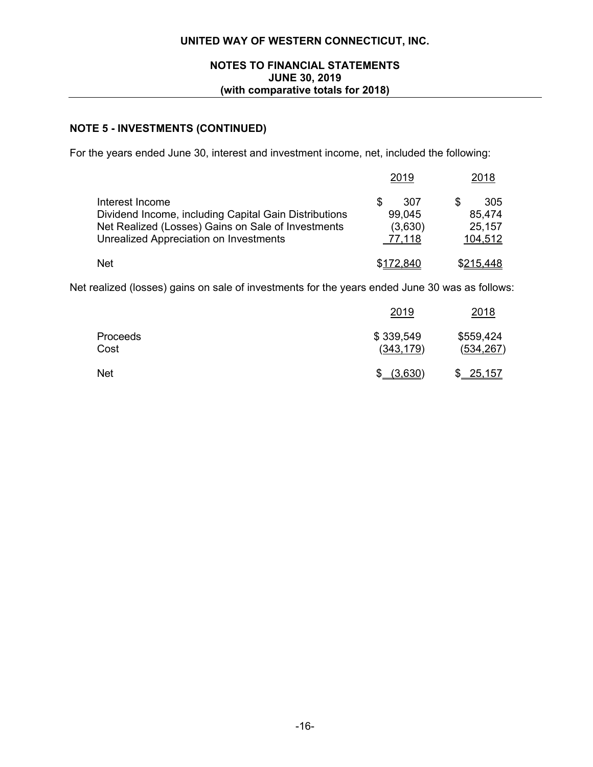## NOTE 5 - INVESTMENTS (CONTINUED)

For the years ended June 30, interest and investment income, net, included the following:

| | 2019 | 2018 |
|---|---|---|
| Interest Income | $ 307 | $ 305 |
| Dividend Income, including Capital Gain Distributions | 99,045 | 85,474 |
| Net Realized (Losses) Gains on Sale of Investments | (3,630) | 25,157 |
| Unrealized Appreciation on Investments | 77,118 | 104,512 |
| Net | $172,840 | $215,448 |

Net realized (losses) gains on sale of investments for the years ended June 30 was as follows:

| | 2019 | 2018 |
|---|---|---|
| Proceeds | $ 339,549 | $559,424 |
| Cost | (343,179) | (534,267) |
| Net | $ (3,630) | $ 25,157 |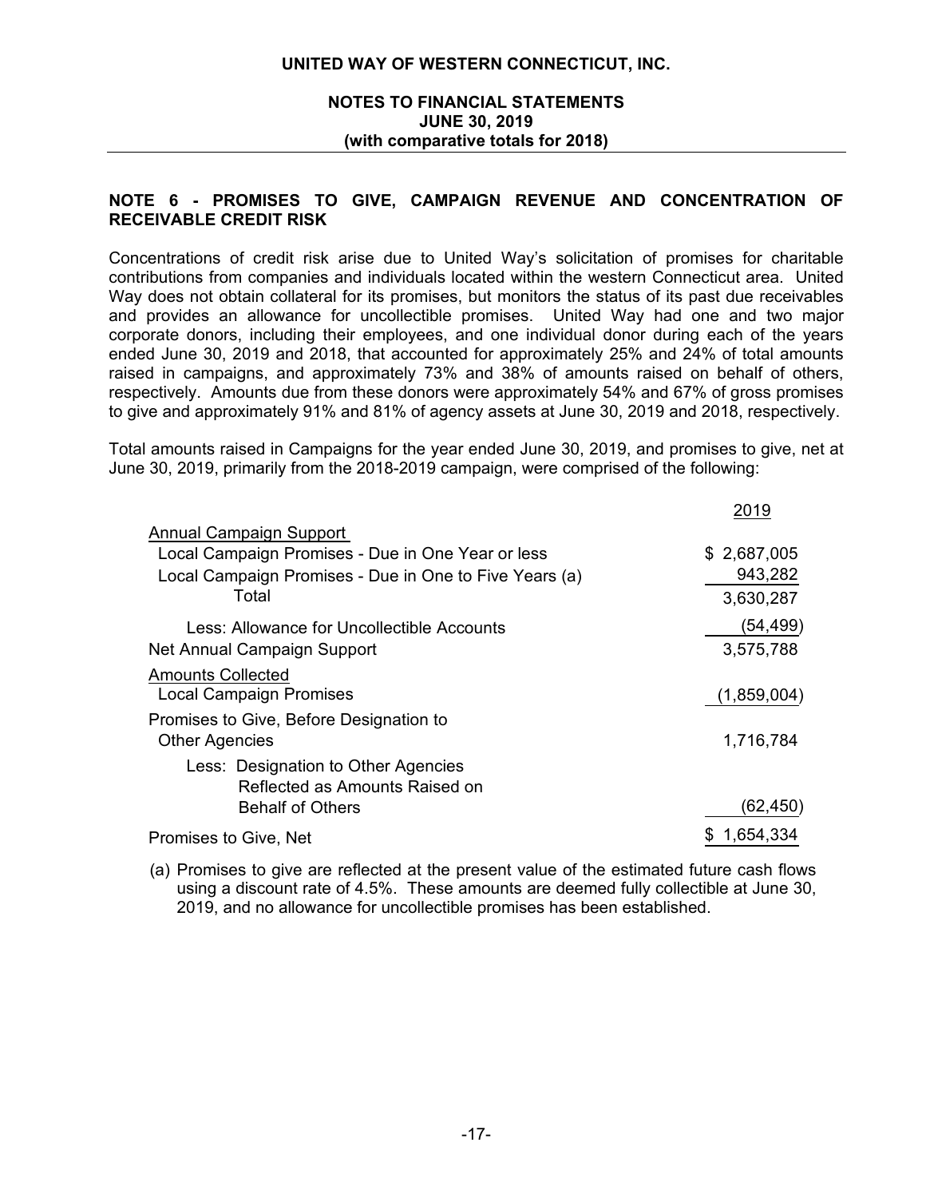## NOTE 6 - PROMISES TO GIVE, CAMPAIGN REVENUE AND CONCENTRATION OF RECEIVABLE CREDIT RISK

Concentrations of credit risk arise due to United Way's solicitation of promises for charitable contributions from companies and individuals located within the western Connecticut area. United Way does not obtain collateral for its promises, but monitors the status of its past due receivables and provides an allowance for uncollectible promises. United Way had one and two major corporate donors, including their employees, and one individual donor during each of the years ended June 30, 2019 and 2018, that accounted for approximately 25% and 24% of total amounts raised in campaigns, and approximately 73% and 38% of amounts raised on behalf of others, respectively. Amounts due from these donors were approximately 54% and 67% of gross promises to give and approximately 91% and 81% of agency assets at June 30, 2019 and 2018, respectively.

Total amounts raised in Campaigns for the year ended June 30, 2019, and promises to give, net at June 30, 2019, primarily from the 2018-2019 campaign, were comprised of the following:

| | 2019 |
|---|---|
| Annual Campaign Support | |
| Local Campaign Promises - Due in One Year or less | $ 2,687,005 |
| Local Campaign Promises - Due in One to Five Years (a) | 943,282 |
| Total | 3,630,287 |
| Less: Allowance for Uncollectible Accounts | (54,499) |
| Net Annual Campaign Support | 3,575,788 |
| Amounts Collected | |
| Local Campaign Promises | (1,859,004) |
| Promises to Give, Before Designation to Other Agencies | 1,716,784 |
| Less: Designation to Other Agencies Reflected as Amounts Raised on Behalf of Others | (62,450) |
| Promises to Give, Net | $ 1,654,334 |

(a) Promises to give are reflected at the present value of the estimated future cash flows using a discount rate of 4.5%. These amounts are deemed fully collectible at June 30, 2019, and no allowance for uncollectible promises has been established.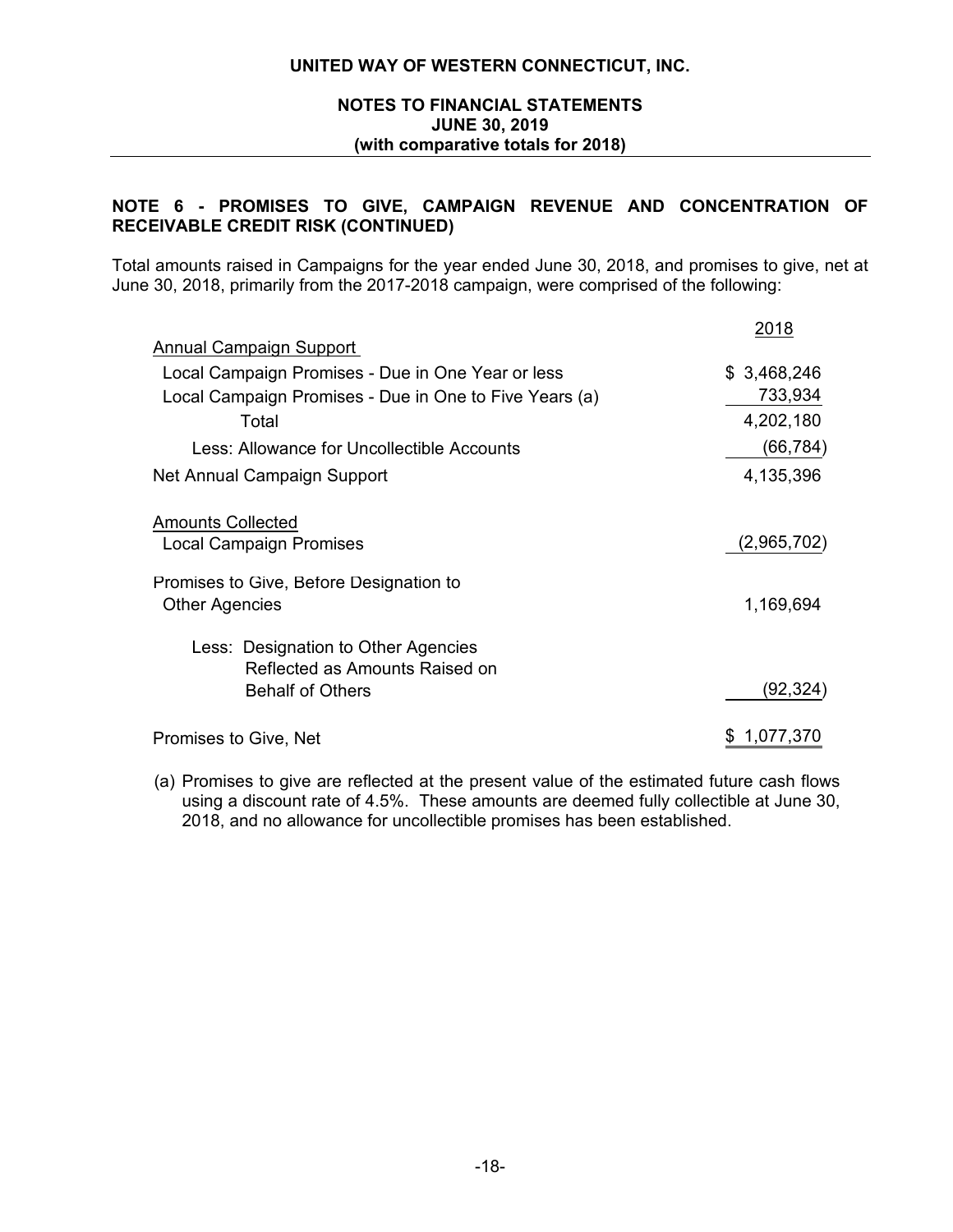UNITED WAY OF WESTERN CONNECTICUT, INC.

NOTES TO FINANCIAL STATEMENTS
JUNE 30, 2019
(with comparative totals for 2018)

## NOTE 6 - PROMISES TO GIVE, CAMPAIGN REVENUE AND CONCENTRATION OF RECEIVABLE CREDIT RISK (CONTINUED)

Total amounts raised in Campaigns for the year ended June 30, 2018, and promises to give, net at June 30, 2018, primarily from the 2017-2018 campaign, were comprised of the following:

| | 2018 |
|---|---|
| Annual Campaign Support | |
| Local Campaign Promises - Due in One Year or less | $ 3,468,246 |
| Local Campaign Promises - Due in One to Five Years (a) | 733,934 |
| Total | 4,202,180 |
| Less: Allowance for Uncollectible Accounts | (66,784) |
| Net Annual Campaign Support | 4,135,396 |
| Amounts Collected | |
| Local Campaign Promises | (2,965,702) |
| Promises to Give, Before Designation to Other Agencies | 1,169,694 |
| Less: Designation to Other Agencies Reflected as Amounts Raised on Behalf of Others | (92,324) |
| Promises to Give, Net | $ 1,077,370 |

(a) Promises to give are reflected at the present value of the estimated future cash flows using a discount rate of 4.5%. These amounts are deemed fully collectible at June 30, 2018, and no allowance for uncollectible promises has been established.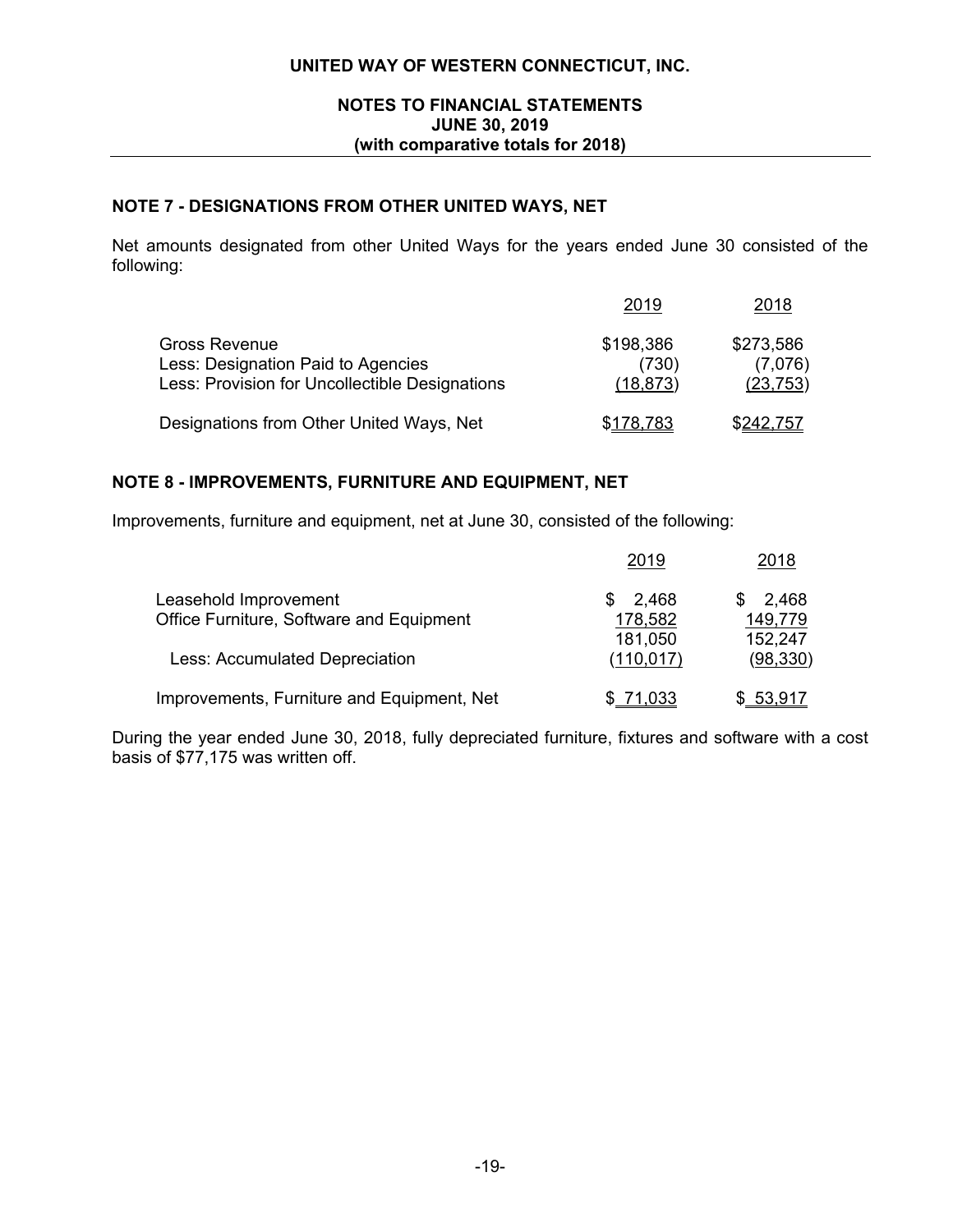# UNITED WAY OF WESTERN CONNECTICUT, INC.

## NOTES TO FINANCIAL STATEMENTS
## JUNE 30, 2019
## (with comparative totals for 2018)

### NOTE 7 - DESIGNATIONS FROM OTHER UNITED WAYS, NET

Net amounts designated from other United Ways for the years ended June 30 consisted of the following:

| | 2019 | 2018 |
|---|---|---|
| Gross Revenue | $198,386 | $273,586 |
| Less: Designation Paid to Agencies | (730) | (7,076) |
| Less: Provision for Uncollectible Designations | (18,873) | (23,753) |
| Designations from Other United Ways, Net | $178,783 | $242,757 |

### NOTE 8 - IMPROVEMENTS, FURNITURE AND EQUIPMENT, NET

Improvements, furniture and equipment, net at June 30, consisted of the following:

| | 2019 | 2018 |
|---|---|---|
| Leasehold Improvement | $ 2,468 | $ 2,468 |
| Office Furniture, Software and Equipment | 178,582 | 149,779 |
| | 181,050 | 152,247 |
| Less: Accumulated Depreciation | (110,017) | (98,330) |
| Improvements, Furniture and Equipment, Net | $ 71,033 | $ 53,917 |

During the year ended June 30, 2018, fully depreciated furniture, fixtures and software with a cost basis of $77,175 was written off.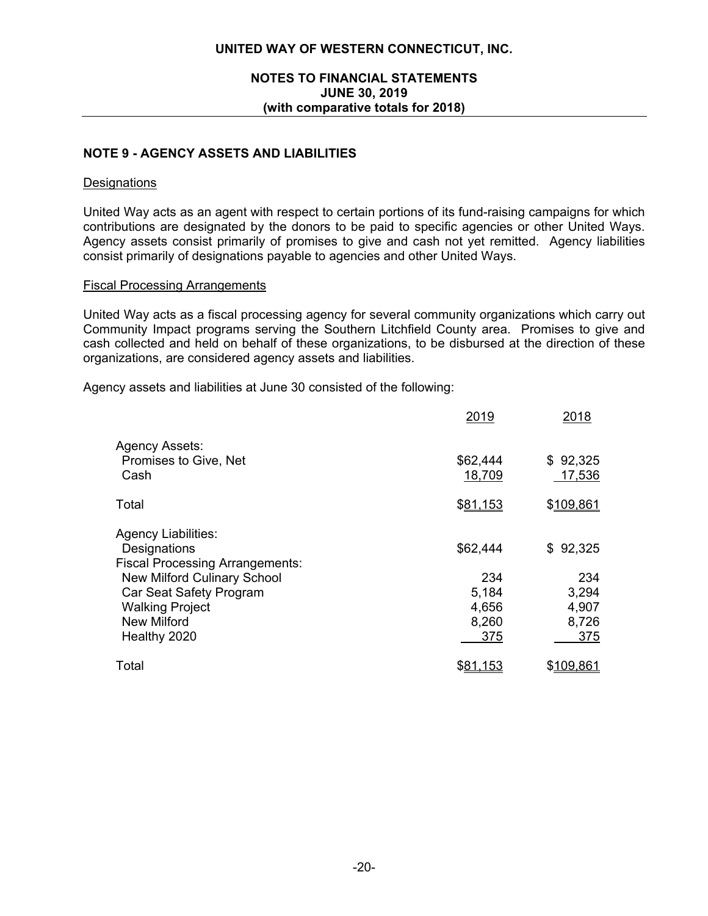**UNITED WAY OF WESTERN CONNECTICUT, INC.**

**NOTES TO FINANCIAL STATEMENTS**
**JUNE 30, 2019**
**(with comparative totals for 2018)**

## NOTE 9 - AGENCY ASSETS AND LIABILITIES

Designations

United Way acts as an agent with respect to certain portions of its fund-raising campaigns for which contributions are designated by the donors to be paid to specific agencies or other United Ways. Agency assets consist primarily of promises to give and cash not yet remitted. Agency liabilities consist primarily of designations payable to agencies and other United Ways.

Fiscal Processing Arrangements

United Way acts as a fiscal processing agency for several community organizations which carry out Community Impact programs serving the Southern Litchfield County area. Promises to give and cash collected and held on behalf of these organizations, to be disbursed at the direction of these organizations, are considered agency assets and liabilities.

Agency assets and liabilities at June 30 consisted of the following:

| | 2019 | 2018 |
|---|---|---|
| Agency Assets: | | |
| Promises to Give, Net | $62,444 | $ 92,325 |
| Cash | 18,709 | 17,536 |
| Total | $81,153 | $109,861 |
| Agency Liabilities: | | |
| Designations | $62,444 | $ 92,325 |
| Fiscal Processing Arrangements: | | |
| New Milford Culinary School | 234 | 234 |
| Car Seat Safety Program | 5,184 | 3,294 |
| Walking Project | 4,656 | 4,907 |
| New Milford | 8,260 | 8,726 |
| Healthy 2020 | 375 | 375 |
| Total | $81,153 | $109,861 |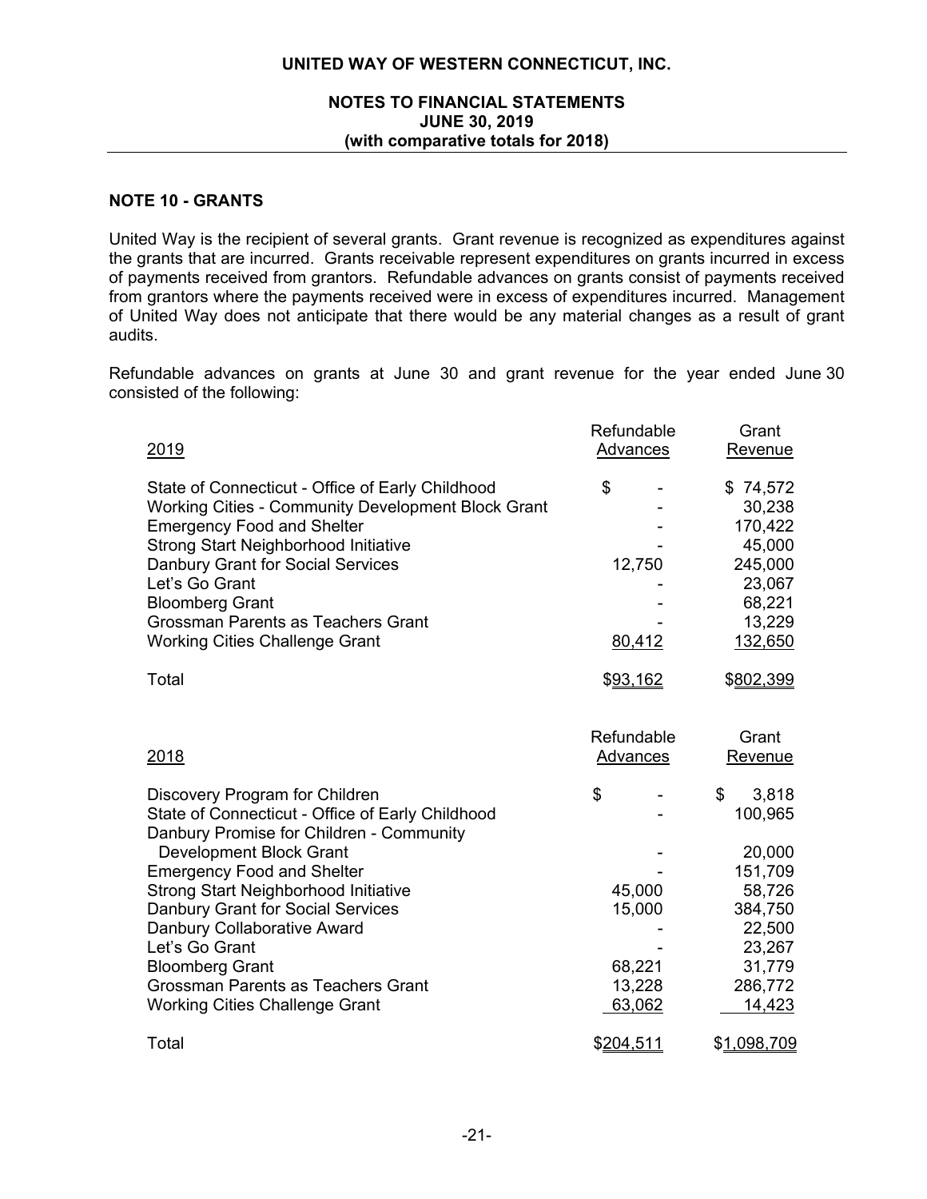UNITED WAY OF WESTERN CONNECTICUT, INC.

NOTES TO FINANCIAL STATEMENTS
JUNE 30, 2019
(with comparative totals for 2018)

## NOTE 10 - GRANTS

United Way is the recipient of several grants. Grant revenue is recognized as expenditures against the grants that are incurred. Grants receivable represent expenditures on grants incurred in excess of payments received from grantors. Refundable advances on grants consist of payments received from grantors where the payments received were in excess of expenditures incurred. Management of United Way does not anticipate that there would be any material changes as a result of grant audits.

Refundable advances on grants at June 30 and grant revenue for the year ended June 30 consisted of the following:

| 2019 | Refundable Advances | Grant Revenue |
|---|---|---|
| State of Connecticut - Office of Early Childhood | $ - | $ 74,572 |
| Working Cities - Community Development Block Grant | - | 30,238 |
| Emergency Food and Shelter | - | 170,422 |
| Strong Start Neighborhood Initiative | - | 45,000 |
| Danbury Grant for Social Services | 12,750 | 245,000 |
| Let's Go Grant | - | 23,067 |
| Bloomberg Grant | - | 68,221 |
| Grossman Parents as Teachers Grant | - | 13,229 |
| Working Cities Challenge Grant | 80,412 | 132,650 |
| Total | $93,162 | $802,399 |

| 2018 | Refundable Advances | Grant Revenue |
|---|---|---|
| Discovery Program for Children | $ - | $ 3,818 |
| State of Connecticut - Office of Early Childhood | - | 100,965 |
| Danbury Promise for Children - Community Development Block Grant | - | 20,000 |
| Emergency Food and Shelter | - | 151,709 |
| Strong Start Neighborhood Initiative | 45,000 | 58,726 |
| Danbury Grant for Social Services | 15,000 | 384,750 |
| Danbury Collaborative Award | - | 22,500 |
| Let's Go Grant | - | 23,267 |
| Bloomberg Grant | 68,221 | 31,779 |
| Grossman Parents as Teachers Grant | 13,228 | 286,772 |
| Working Cities Challenge Grant | 63,062 | 14,423 |
| Total | $204,511 | $1,098,709 |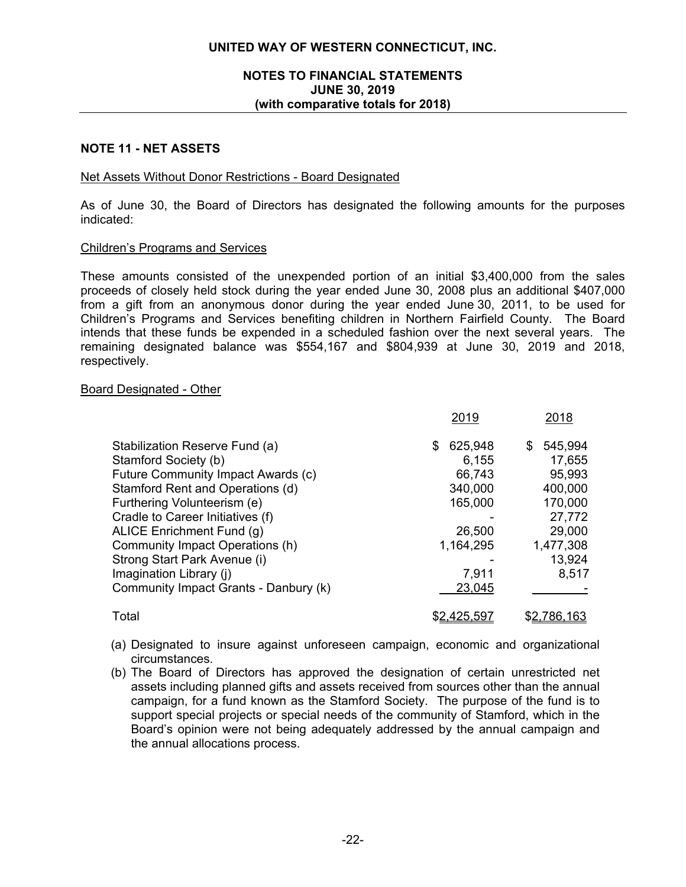## NOTE 11 - NET ASSETS

Net Assets Without Donor Restrictions - Board Designated

As of June 30, the Board of Directors has designated the following amounts for the purposes indicated:

Children's Programs and Services

These amounts consisted of the unexpended portion of an initial $3,400,000 from the sales proceeds of closely held stock during the year ended June 30, 2008 plus an additional $407,000 from a gift from an anonymous donor during the year ended June 30, 2011, to be used for Children's Programs and Services benefiting children in Northern Fairfield County. The Board intends that these funds be expended in a scheduled fashion over the next several years. The remaining designated balance was $554,167 and $804,939 at June 30, 2019 and 2018, respectively.

Board Designated - Other

| | 2019 | 2018 |
|---|---|---|
| Stabilization Reserve Fund (a) | $ 625,948 | $ 545,994 |
| Stamford Society (b) | 6,155 | 17,655 |
| Future Community Impact Awards (c) | 66,743 | 95,993 |
| Stamford Rent and Operations (d) | 340,000 | 400,000 |
| Furthering Volunteerism (e) | 165,000 | 170,000 |
| Cradle to Career Initiatives (f) | - | 27,772 |
| ALICE Enrichment Fund (g) | 26,500 | 29,000 |
| Community Impact Operations (h) | 1,164,295 | 1,477,308 |
| Strong Start Park Avenue (i) | - | 13,924 |
| Imagination Library (j) | 7,911 | 8,517 |
| Community Impact Grants - Danbury (k) | 23,045 | - |
| Total | $2,425,597 | $2,786,163 |

(a) Designated to insure against unforeseen campaign, economic and organizational circumstances.

(b) The Board of Directors has approved the designation of certain unrestricted net assets including planned gifts and assets received from sources other than the annual campaign, for a fund known as the Stamford Society. The purpose of the fund is to support special projects or special needs of the community of Stamford, which in the Board's opinion were not being adequately addressed by the annual campaign and the annual allocations process.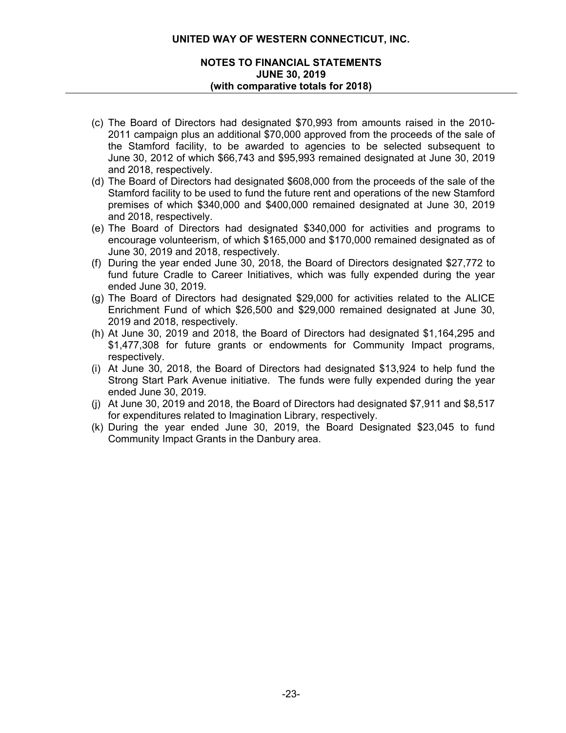(c) The Board of Directors had designated $70,993 from amounts raised in the 2010-2011 campaign plus an additional $70,000 approved from the proceeds of the sale of the Stamford facility, to be awarded to agencies to be selected subsequent to June 30, 2012 of which $66,743 and $95,993 remained designated at June 30, 2019 and 2018, respectively.

(d) The Board of Directors had designated $608,000 from the proceeds of the sale of the Stamford facility to be used to fund the future rent and operations of the new Stamford premises of which $340,000 and $400,000 remained designated at June 30, 2019 and 2018, respectively.

(e) The Board of Directors had designated $340,000 for activities and programs to encourage volunteerism, of which $165,000 and $170,000 remained designated as of June 30, 2019 and 2018, respectively.

(f) During the year ended June 30, 2018, the Board of Directors designated $27,772 to fund future Cradle to Career Initiatives, which was fully expended during the year ended June 30, 2019.

(g) The Board of Directors had designated $29,000 for activities related to the ALICE Enrichment Fund of which $26,500 and $29,000 remained designated at June 30, 2019 and 2018, respectively.

(h) At June 30, 2019 and 2018, the Board of Directors had designated $1,164,295 and $1,477,308 for future grants or endowments for Community Impact programs, respectively.

(i) At June 30, 2018, the Board of Directors had designated $13,924 to help fund the Strong Start Park Avenue initiative. The funds were fully expended during the year ended June 30, 2019.

(j) At June 30, 2019 and 2018, the Board of Directors had designated $7,911 and $8,517 for expenditures related to Imagination Library, respectively.

(k) During the year ended June 30, 2019, the Board Designated $23,045 to fund Community Impact Grants in the Danbury area.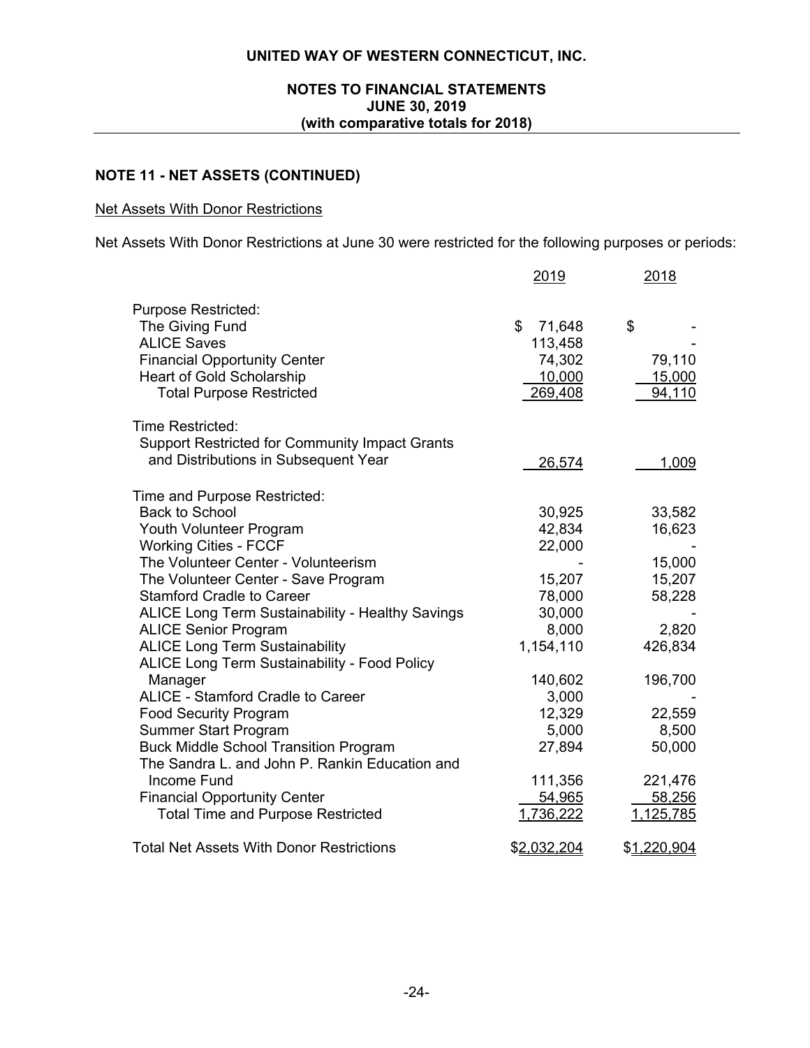# UNITED WAY OF WESTERN CONNECTICUT, INC.

**NOTES TO FINANCIAL STATEMENTS**
**JUNE 30, 2019**
**(with comparative totals for 2018)**

## NOTE 11 - NET ASSETS (CONTINUED)

Net Assets With Donor Restrictions

Net Assets With Donor Restrictions at June 30 were restricted for the following purposes or periods:

| | 2019 | 2018 |
|---|---|---|
| Purpose Restricted: | | |
| The Giving Fund | $ 71,648 | $ - |
| ALICE Saves | 113,458 | - |
| Financial Opportunity Center | 74,302 | 79,110 |
| Heart of Gold Scholarship | 10,000 | 15,000 |
| Total Purpose Restricted | 269,408 | 94,110 |
| Time Restricted: | | |
| Support Restricted for Community Impact Grants and Distributions in Subsequent Year | 26,574 | 1,009 |
| Time and Purpose Restricted: | | |
| Back to School | 30,925 | 33,582 |
| Youth Volunteer Program | 42,834 | 16,623 |
| Working Cities - FCCF | 22,000 | - |
| The Volunteer Center - Volunteerism | - | 15,000 |
| The Volunteer Center - Save Program | 15,207 | 15,207 |
| Stamford Cradle to Career | 78,000 | 58,228 |
| ALICE Long Term Sustainability - Healthy Savings | 30,000 | - |
| ALICE Senior Program | 8,000 | 2,820 |
| ALICE Long Term Sustainability | 1,154,110 | 426,834 |
| ALICE Long Term Sustainability - Food Policy Manager | 140,602 | 196,700 |
| ALICE - Stamford Cradle to Career | 3,000 | - |
| Food Security Program | 12,329 | 22,559 |
| Summer Start Program | 5,000 | 8,500 |
| Buck Middle School Transition Program | 27,894 | 50,000 |
| The Sandra L. and John P. Rankin Education and Income Fund | 111,356 | 221,476 |
| Financial Opportunity Center | 54,965 | 58,256 |
| Total Time and Purpose Restricted | 1,736,222 | 1,125,785 |
| Total Net Assets With Donor Restrictions | $2,032,204 | $1,220,904 |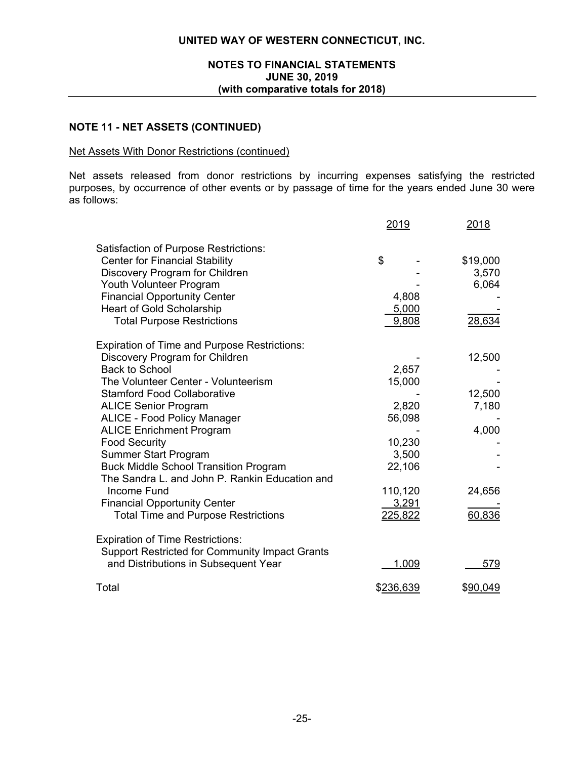## NOTE 11 - NET ASSETS (CONTINUED)

Net Assets With Donor Restrictions (continued)

Net assets released from donor restrictions by incurring expenses satisfying the restricted purposes, by occurrence of other events or by passage of time for the years ended June 30 were as follows:

| | 2019 | 2018 |
|---|---|---|
| Satisfaction of Purpose Restrictions: | | |
| Center for Financial Stability | $ - | $19,000 |
| Discovery Program for Children | - | 3,570 |
| Youth Volunteer Program | - | 6,064 |
| Financial Opportunity Center | 4,808 | - |
| Heart of Gold Scholarship | 5,000 | - |
| Total Purpose Restrictions | 9,808 | 28,634 |
| Expiration of Time and Purpose Restrictions: | | |
| Discovery Program for Children | - | 12,500 |
| Back to School | 2,657 | - |
| The Volunteer Center - Volunteerism | 15,000 | - |
| Stamford Food Collaborative | - | 12,500 |
| ALICE Senior Program | 2,820 | 7,180 |
| ALICE - Food Policy Manager | 56,098 | - |
| ALICE Enrichment Program | - | 4,000 |
| Food Security | 10,230 | - |
| Summer Start Program | 3,500 | - |
| Buck Middle School Transition Program | 22,106 | - |
| The Sandra L. and John P. Rankin Education and Income Fund | 110,120 | 24,656 |
| Financial Opportunity Center | 3,291 | - |
| Total Time and Purpose Restrictions | 225,822 | 60,836 |
| Expiration of Time Restrictions: | | |
| Support Restricted for Community Impact Grants and Distributions in Subsequent Year | 1,009 | 579 |
| Total | $236,639 | $90,049 |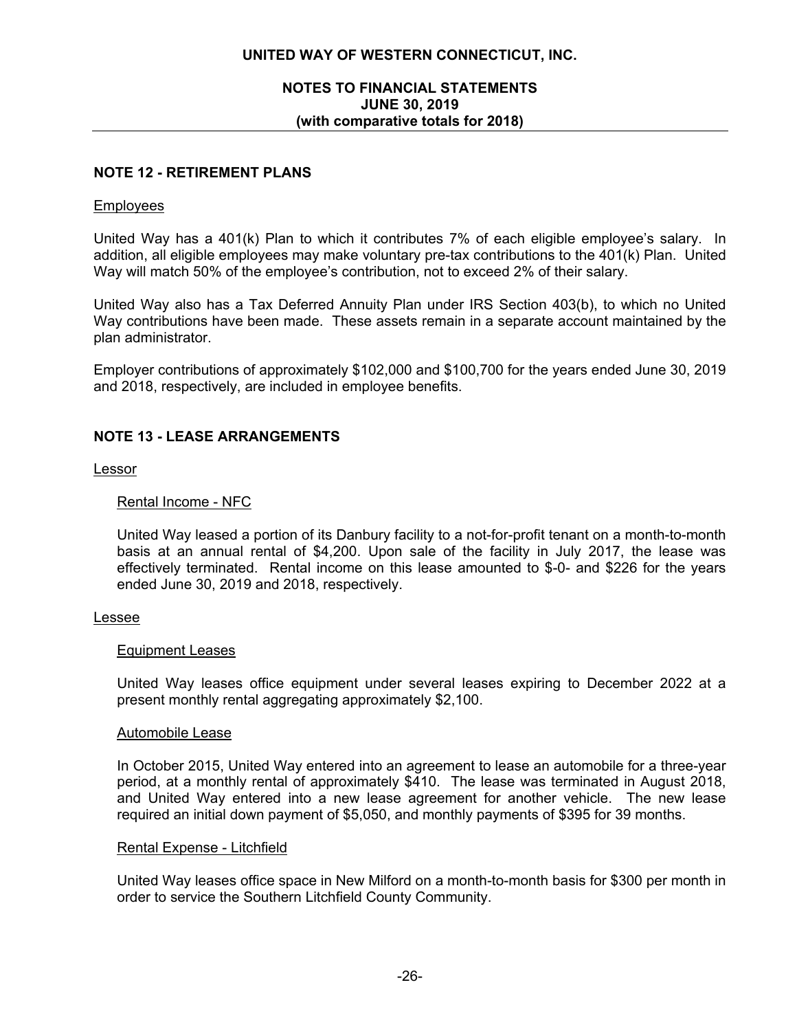## NOTE 12 - RETIREMENT PLANS

Employees

United Way has a 401(k) Plan to which it contributes 7% of each eligible employee's salary. In addition, all eligible employees may make voluntary pre-tax contributions to the 401(k) Plan. United Way will match 50% of the employee's contribution, not to exceed 2% of their salary.

United Way also has a Tax Deferred Annuity Plan under IRS Section 403(b), to which no United Way contributions have been made. These assets remain in a separate account maintained by the plan administrator.

Employer contributions of approximately $102,000 and $100,700 for the years ended June 30, 2019 and 2018, respectively, are included in employee benefits.

## NOTE 13 - LEASE ARRANGEMENTS

Lessor

Rental Income - NFC

United Way leased a portion of its Danbury facility to a not-for-profit tenant on a month-to-month basis at an annual rental of $4,200. Upon sale of the facility in July 2017, the lease was effectively terminated. Rental income on this lease amounted to $-0- and $226 for the years ended June 30, 2019 and 2018, respectively.

Lessee

Equipment Leases

United Way leases office equipment under several leases expiring to December 2022 at a present monthly rental aggregating approximately $2,100.

Automobile Lease

In October 2015, United Way entered into an agreement to lease an automobile for a three-year period, at a monthly rental of approximately $410. The lease was terminated in August 2018, and United Way entered into a new lease agreement for another vehicle. The new lease required an initial down payment of $5,050, and monthly payments of $395 for 39 months.

Rental Expense - Litchfield

United Way leases office space in New Milford on a month-to-month basis for $300 per month in order to service the Southern Litchfield County Community.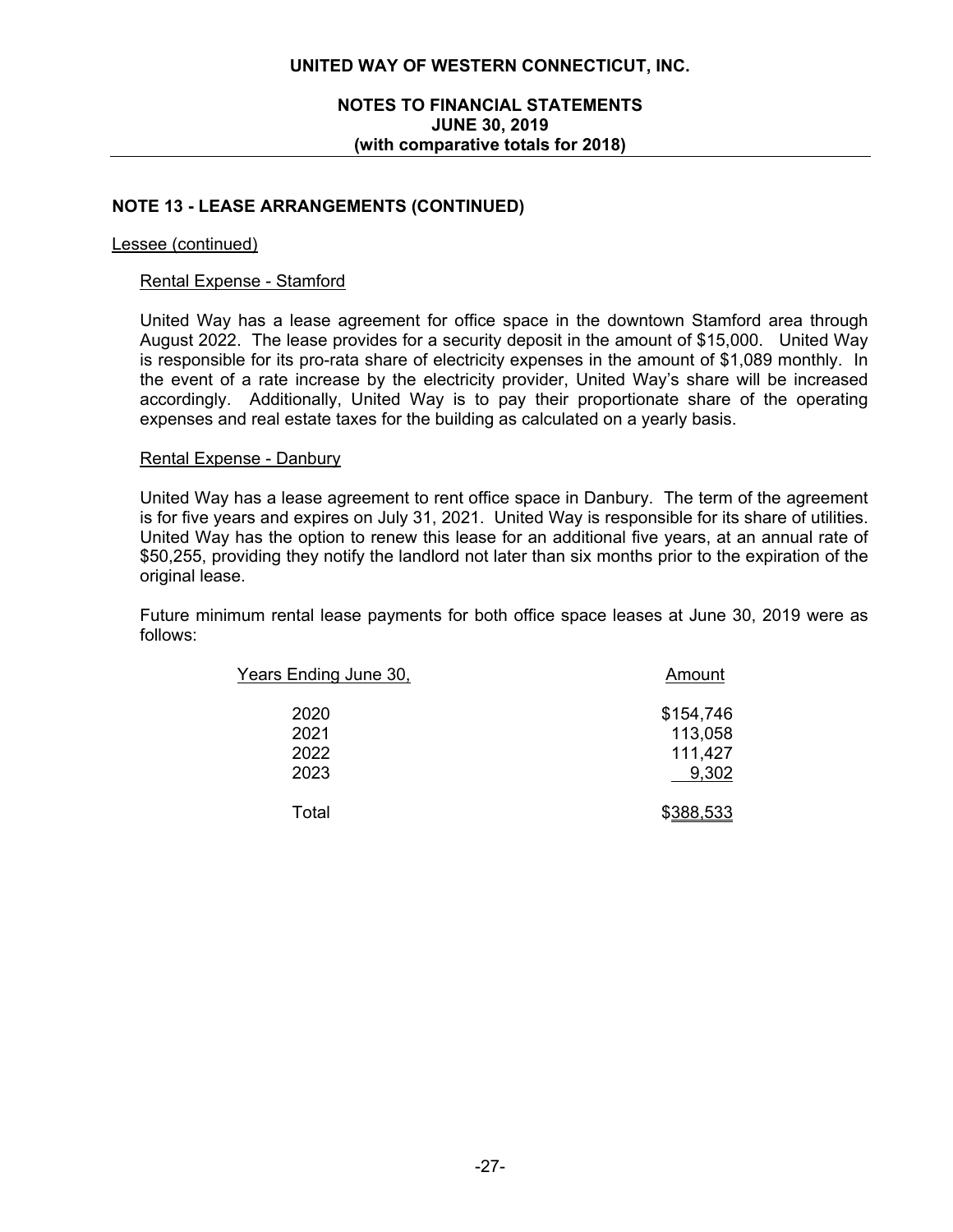## NOTE 13 - LEASE ARRANGEMENTS (CONTINUED)

Lessee (continued)

Rental Expense - Stamford

United Way has a lease agreement for office space in the downtown Stamford area through August 2022. The lease provides for a security deposit in the amount of $15,000. United Way is responsible for its pro-rata share of electricity expenses in the amount of $1,089 monthly. In the event of a rate increase by the electricity provider, United Way's share will be increased accordingly. Additionally, United Way is to pay their proportionate share of the operating expenses and real estate taxes for the building as calculated on a yearly basis.

Rental Expense - Danbury

United Way has a lease agreement to rent office space in Danbury. The term of the agreement is for five years and expires on July 31, 2021. United Way is responsible for its share of utilities. United Way has the option to renew this lease for an additional five years, at an annual rate of $50,255, providing they notify the landlord not later than six months prior to the expiration of the original lease.

Future minimum rental lease payments for both office space leases at June 30, 2019 were as follows:

| Years Ending June 30, | Amount |
|---|---|
| 2020 | $154,746 |
| 2021 | 113,058 |
| 2022 | 111,427 |
| 2023 | 9,302 |
| Total | $388,533 |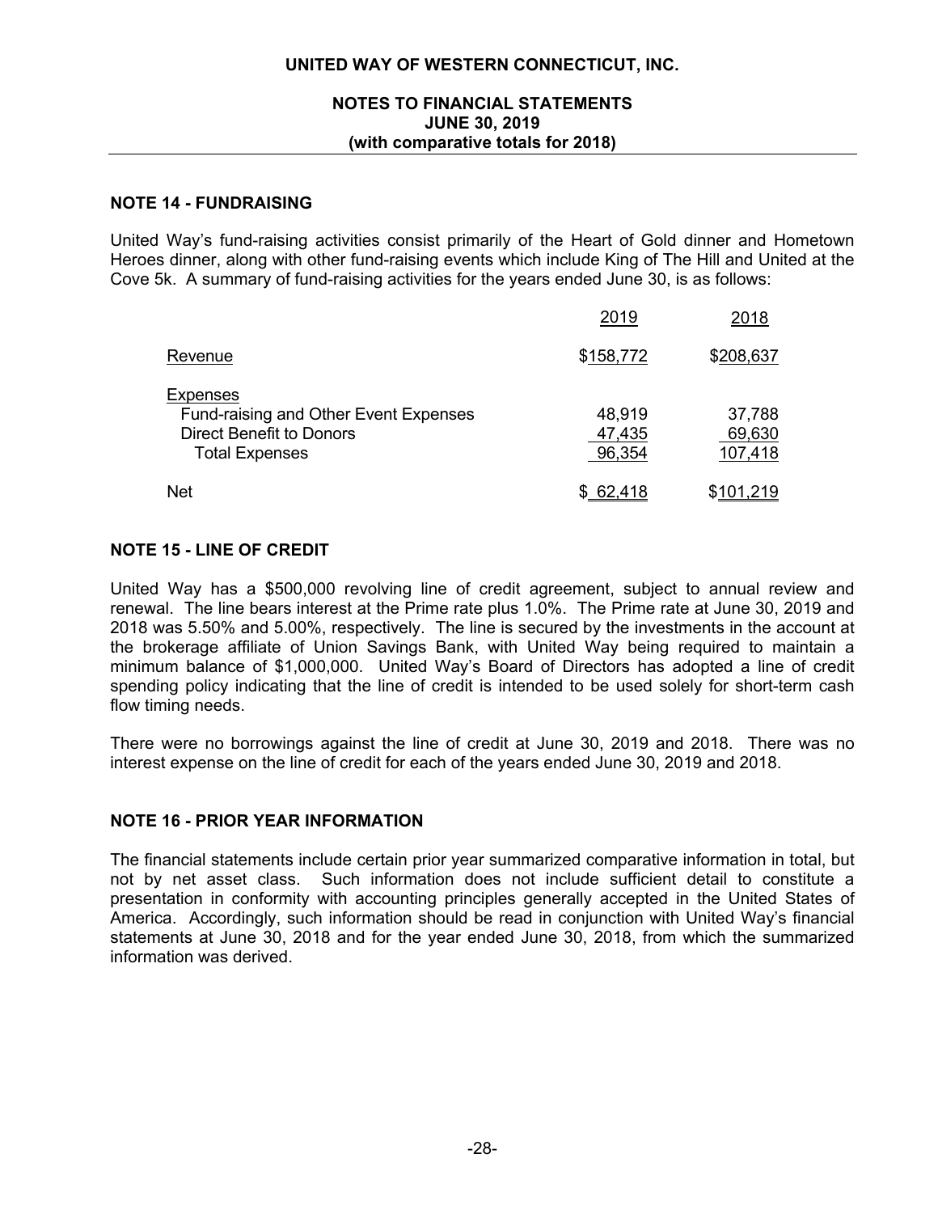## NOTE 14 - FUNDRAISING

United Way's fund-raising activities consist primarily of the Heart of Gold dinner and Hometown Heroes dinner, along with other fund-raising events which include King of The Hill and United at the Cove 5k. A summary of fund-raising activities for the years ended June 30, is as follows:

| | 2019 | 2018 |
|---|---|---|
| Revenue | $158,772 | $208,637 |
| Expenses | | |
| Fund-raising and Other Event Expenses | 48,919 | 37,788 |
| Direct Benefit to Donors | 47,435 | 69,630 |
| Total Expenses | 96,354 | 107,418 |
| Net | $ 62,418 | $101,219 |

## NOTE 15 - LINE OF CREDIT

United Way has a $500,000 revolving line of credit agreement, subject to annual review and renewal. The line bears interest at the Prime rate plus 1.0%. The Prime rate at June 30, 2019 and 2018 was 5.50% and 5.00%, respectively. The line is secured by the investments in the account at the brokerage affiliate of Union Savings Bank, with United Way being required to maintain a minimum balance of $1,000,000. United Way's Board of Directors has adopted a line of credit spending policy indicating that the line of credit is intended to be used solely for short-term cash flow timing needs.

There were no borrowings against the line of credit at June 30, 2019 and 2018. There was no interest expense on the line of credit for each of the years ended June 30, 2019 and 2018.

## NOTE 16 - PRIOR YEAR INFORMATION

The financial statements include certain prior year summarized comparative information in total, but not by net asset class. Such information does not include sufficient detail to constitute a presentation in conformity with accounting principles generally accepted in the United States of America. Accordingly, such information should be read in conjunction with United Way's financial statements at June 30, 2018 and for the year ended June 30, 2018, from which the summarized information was derived.